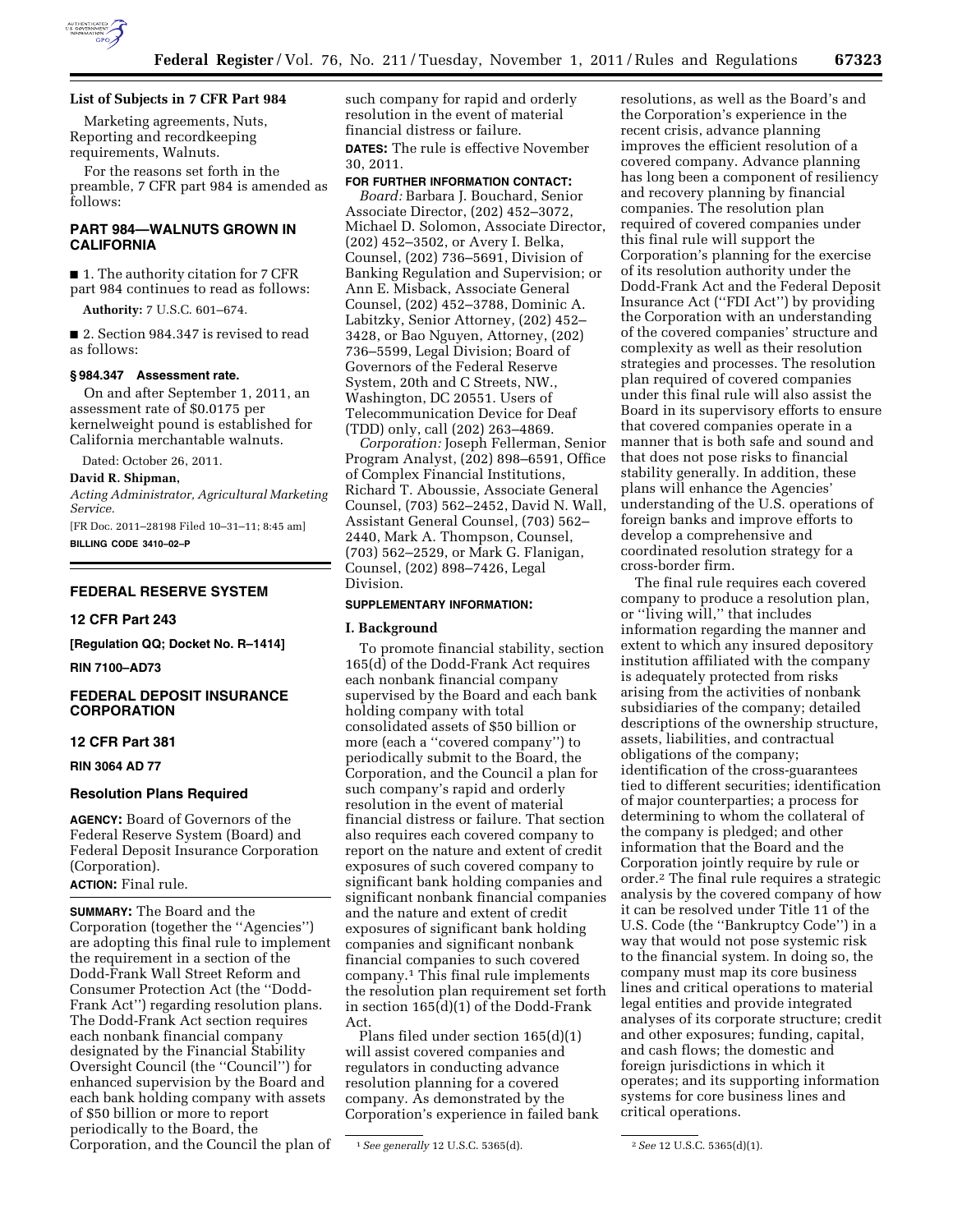### List of Subjects in 7 CFR Part 984

Marketing agreements, Nuts, Reporting and recordkeeping requirements, Walnuts.

For the reasons set forth in the preamble, 7 CFR part 984 is amended as follows:

## PART 984—WALNUTS GROWN IN CALIFORNIA

■ 1. The authority citation for 7 CFR part 984 continues to read as follows:

**Authority:** 7 U.S.C. 601–674.

■ 2. Section 984.347 is revised to read as follows:

### § 984.347 Assessment rate.

On and after September 1, 2011, an assessment rate of $0.0175 per kernelweight pound is established for California merchantable walnuts.

Dated: October 26, 2011.

**David R. Shipman,**

*Acting Administrator, Agricultural Marketing Service.*

[FR Doc. 2011–28198 Filed 10–31–11; 8:45 am]

**BILLING CODE 3410–02–P**

---

## FEDERAL RESERVE SYSTEM

### 12 CFR Part 243

**[Regulation QQ; Docket No. R–1414]**

**RIN 7100–AD73**

## FEDERAL DEPOSIT INSURANCE CORPORATION

### 12 CFR Part 381

**RIN 3064 AD 77**

### Resolution Plans Required

**AGENCY:** Board of Governors of the Federal Reserve System (Board) and Federal Deposit Insurance Corporation (Corporation).

**ACTION:** Final rule.

**SUMMARY:** The Board and the Corporation (together the ''Agencies'') are adopting this final rule to implement the requirement in a section of the Dodd-Frank Wall Street Reform and Consumer Protection Act (the ''Dodd-Frank Act'') regarding resolution plans. The Dodd-Frank Act section requires each nonbank financial company designated by the Financial Stability Oversight Council (the ''Council'') for enhanced supervision by the Board and each bank holding company with assets of $50 billion or more to report periodically to the Board, the Corporation, and the Council the plan of such company for rapid and orderly resolution in the event of material financial distress or failure.

**DATES:** The rule is effective November 30, 2011.

**FOR FURTHER INFORMATION CONTACT:**

*Board:* Barbara J. Bouchard, Senior Associate Director, (202) 452–3072, Michael D. Solomon, Associate Director, (202) 452–3502, or Avery I. Belka, Counsel, (202) 736–5691, Division of Banking Regulation and Supervision; or Ann E. Misback, Associate General Counsel, (202) 452–3788, Dominic A. Labitzky, Senior Attorney, (202) 452–3428, or Bao Nguyen, Attorney, (202) 736–5599, Legal Division; Board of Governors of the Federal Reserve System, 20th and C Streets, NW., Washington, DC 20551. Users of Telecommunication Device for Deaf (TDD) only, call (202) 263–4869.

*Corporation:* Joseph Fellerman, Senior Program Analyst, (202) 898–6591, Office of Complex Financial Institutions, Richard T. Aboussie, Associate General Counsel, (703) 562–2452, David N. Wall, Assistant General Counsel, (703) 562–2440, Mark A. Thompson, Counsel, (703) 562–2529, or Mark G. Flanigan, Counsel, (202) 898–7426, Legal Division.

**SUPPLEMENTARY INFORMATION:**

### I. Background

To promote financial stability, section 165(d) of the Dodd-Frank Act requires each nonbank financial company supervised by the Board and each bank holding company with total consolidated assets of $50 billion or more (each a ''covered company'') to periodically submit to the Board, the Corporation, and the Council a plan for such company's rapid and orderly resolution in the event of material financial distress or failure. That section also requires each covered company to report on the nature and extent of credit exposures of such covered company to significant bank holding companies and significant nonbank financial companies and the nature and extent of credit exposures of significant bank holding companies and significant nonbank financial companies to such covered company.[1] This final rule implements the resolution plan requirement set forth in section 165(d)(1) of the Dodd-Frank Act.

Plans filed under section 165(d)(1) will assist covered companies and regulators in conducting advance resolution planning for a covered company. As demonstrated by the Corporation's experience in failed bank resolutions, as well as the Board's and the Corporation's experience in the recent crisis, advance planning improves the efficient resolution of a covered company. Advance planning has long been a component of resiliency and recovery planning by financial companies. The resolution plan required of covered companies under this final rule will support the Corporation's planning for the exercise of its resolution authority under the Dodd-Frank Act and the Federal Deposit Insurance Act (''FDI Act'') by providing the Corporation with an understanding of the covered companies' structure and complexity as well as their resolution strategies and processes. The resolution plan required of covered companies under this final rule will also assist the Board in its supervisory efforts to ensure that covered companies operate in a manner that is both safe and sound and that does not pose risks to financial stability generally. In addition, these plans will enhance the Agencies' understanding of the U.S. operations of foreign banks and improve efforts to develop a comprehensive and coordinated resolution strategy for a cross-border firm.

The final rule requires each covered company to produce a resolution plan, or ''living will,'' that includes information regarding the manner and extent to which any insured depository institution affiliated with the company is adequately protected from risks arising from the activities of nonbank subsidiaries of the company; detailed descriptions of the ownership structure, assets, liabilities, and contractual obligations of the company; identification of the cross-guarantees tied to different securities; identification of major counterparties; a process for determining to whom the collateral of the company is pledged; and other information that the Board and the Corporation jointly require by rule or order.[2] The final rule requires a strategic analysis by the covered company of how it can be resolved under Title 11 of the U.S. Code (the ''Bankruptcy Code'') in a way that would not pose systemic risk to the financial system. In doing so, the company must map its core business lines and critical operations to material legal entities and provide integrated analyses of its corporate structure; credit and other exposures; funding, capital, and cash flows; the domestic and foreign jurisdictions in which it operates; and its supporting information systems for core business lines and critical operations.

---

[1] *See generally* 12 U.S.C. 5365(d).

[2] *See* 12 U.S.C. 5365(d)(1).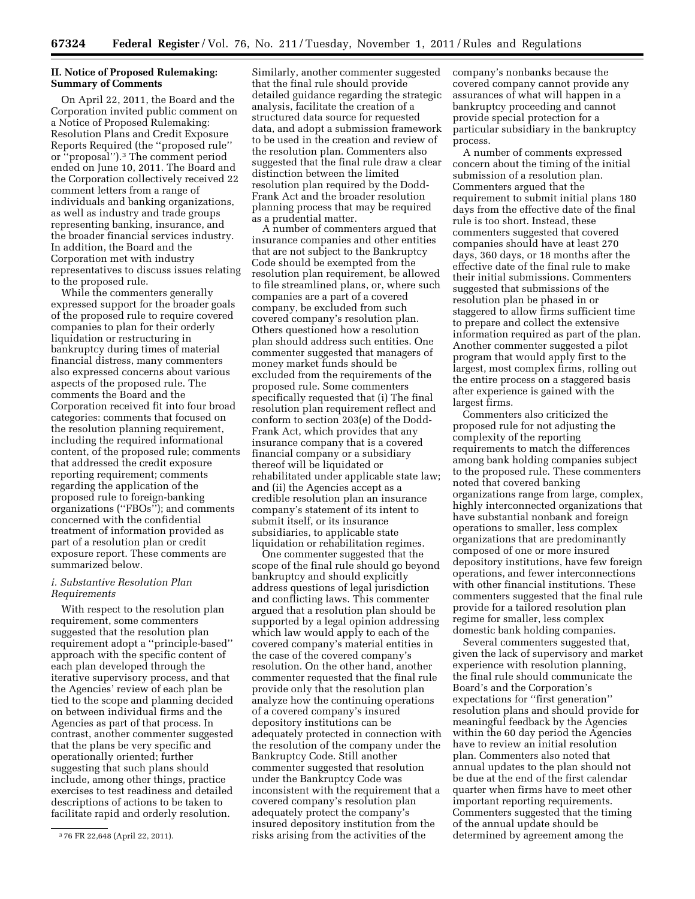## II. Notice of Proposed Rulemaking: Summary of Comments

On April 22, 2011, the Board and the Corporation invited public comment on a Notice of Proposed Rulemaking: Resolution Plans and Credit Exposure Reports Required (the ''proposed rule'' or ''proposal'').[3] The comment period ended on June 10, 2011. The Board and the Corporation collectively received 22 comment letters from a range of individuals and banking organizations, as well as industry and trade groups representing banking, insurance, and the broader financial services industry. In addition, the Board and the Corporation met with industry representatives to discuss issues relating to the proposed rule.

While the commenters generally expressed support for the broader goals of the proposed rule to require covered companies to plan for their orderly liquidation or restructuring in bankruptcy during times of material financial distress, many commenters also expressed concerns about various aspects of the proposed rule. The comments the Board and the Corporation received fit into four broad categories: comments that focused on the resolution planning requirement, including the required informational content, of the proposed rule; comments that addressed the credit exposure reporting requirement; comments regarding the application of the proposed rule to foreign-banking organizations (''FBOs''); and comments concerned with the confidential treatment of information provided as part of a resolution plan or credit exposure report. These comments are summarized below.

### *i. Substantive Resolution Plan Requirements*

With respect to the resolution plan requirement, some commenters suggested that the resolution plan requirement adopt a ''principle-based'' approach with the specific content of each plan developed through the iterative supervisory process, and that the Agencies' review of each plan be tied to the scope and planning decided on between individual firms and the Agencies as part of that process. In contrast, another commenter suggested that the plans be very specific and operationally oriented; further suggesting that such plans should include, among other things, practice exercises to test readiness and detailed descriptions of actions to be taken to facilitate rapid and orderly resolution. Similarly, another commenter suggested that the final rule should provide detailed guidance regarding the strategic analysis, facilitate the creation of a structured data source for requested data, and adopt a submission framework to be used in the creation and review of the resolution plan. Commenters also suggested that the final rule draw a clear distinction between the limited resolution plan required by the Dodd-Frank Act and the broader resolution planning process that may be required as a prudential matter.

A number of commenters argued that insurance companies and other entities that are not subject to the Bankruptcy Code should be exempted from the resolution plan requirement, be allowed to file streamlined plans, or, where such companies are a part of a covered company, be excluded from such covered company's resolution plan. Others questioned how a resolution plan should address such entities. One commenter suggested that managers of money market funds should be excluded from the requirements of the proposed rule. Some commenters specifically requested that (i) The final resolution plan requirement reflect and conform to section 203(e) of the Dodd-Frank Act, which provides that any insurance company that is a covered financial company or a subsidiary thereof will be liquidated or rehabilitated under applicable state law; and (ii) the Agencies accept as a credible resolution plan an insurance company's statement of its intent to submit itself, or its insurance subsidiaries, to applicable state liquidation or rehabilitation regimes.

One commenter suggested that the scope of the final rule should go beyond bankruptcy and should explicitly address questions of legal jurisdiction and conflicting laws. This commenter argued that a resolution plan should be supported by a legal opinion addressing which law would apply to each of the covered company's material entities in the case of the covered company's resolution. On the other hand, another commenter requested that the final rule provide only that the resolution plan analyze how the continuing operations of a covered company's insured depository institutions can be adequately protected in connection with the resolution of the company under the Bankruptcy Code. Still another commenter suggested that resolution under the Bankruptcy Code was inconsistent with the requirement that a covered company's resolution plan adequately protect the company's insured depository institution from the risks arising from the activities of the company's nonbanks because the covered company cannot provide any assurances of what will happen in a bankruptcy proceeding and cannot provide special protection for a particular subsidiary in the bankruptcy process.

A number of comments expressed concern about the timing of the initial submission of a resolution plan. Commenters argued that the requirement to submit initial plans 180 days from the effective date of the final rule is too short. Instead, these commenters suggested that covered companies should have at least 270 days, 360 days, or 18 months after the effective date of the final rule to make their initial submissions. Commenters suggested that submissions of the resolution plan be phased in or staggered to allow firms sufficient time to prepare and collect the extensive information required as part of the plan. Another commenter suggested a pilot program that would apply first to the largest, most complex firms, rolling out the entire process on a staggered basis after experience is gained with the largest firms.

Commenters also criticized the proposed rule for not adjusting the complexity of the reporting requirements to match the differences among bank holding companies subject to the proposed rule. These commenters noted that covered banking organizations range from large, complex, highly interconnected organizations that have substantial nonbank and foreign operations to smaller, less complex organizations that are predominantly composed of one or more insured depository institutions, have few foreign operations, and fewer interconnections with other financial institutions. These commenters suggested that the final rule provide for a tailored resolution plan regime for smaller, less complex domestic bank holding companies.

Several commenters suggested that, given the lack of supervisory and market experience with resolution planning, the final rule should communicate the Board's and the Corporation's expectations for ''first generation'' resolution plans and should provide for meaningful feedback by the Agencies within the 60 day period the Agencies have to review an initial resolution plan. Commenters also noted that annual updates to the plan should not be due at the end of the first calendar quarter when firms have to meet other important reporting requirements. Commenters suggested that the timing of the annual update should be determined by agreement among the

[3] 76 FR 22,648 (April 22, 2011).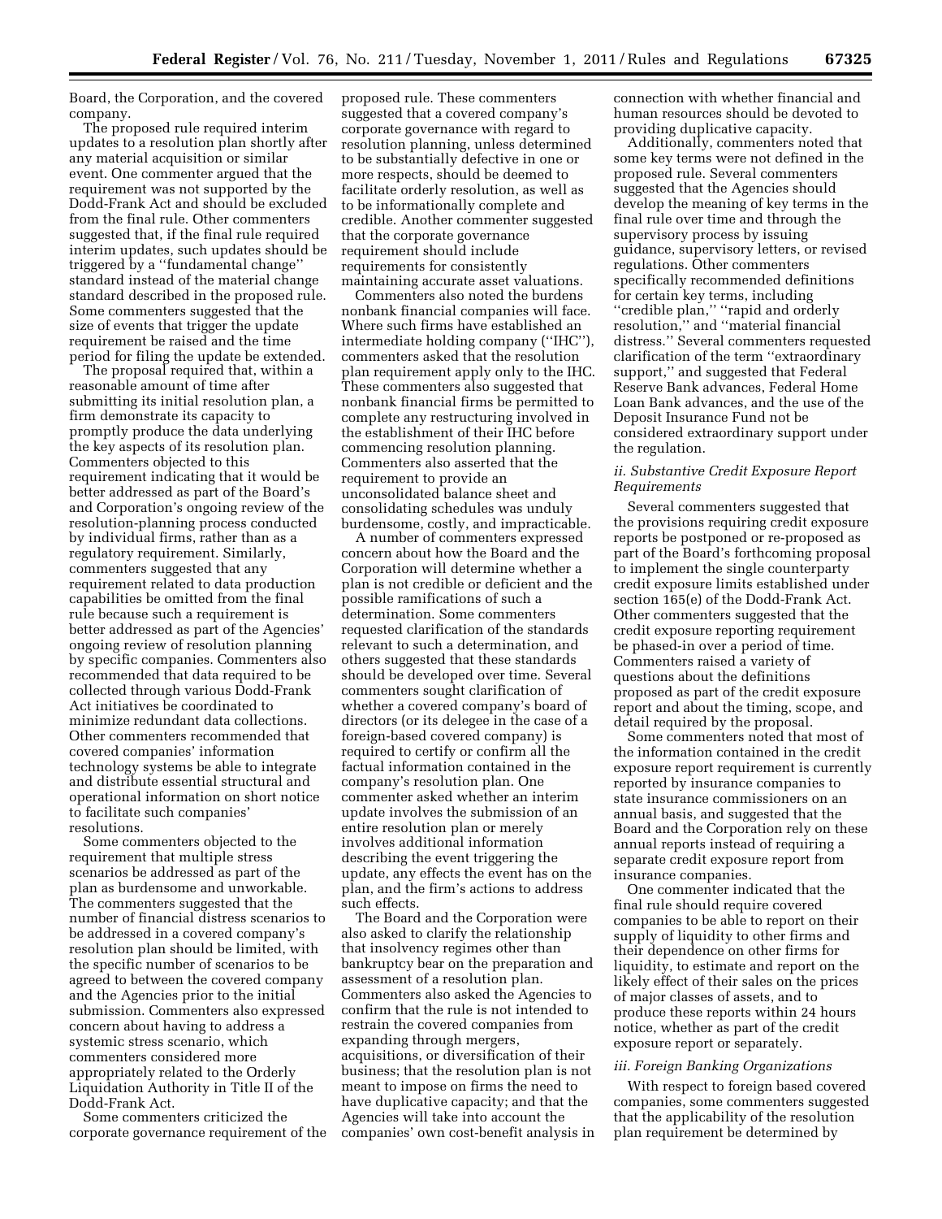Board, the Corporation, and the covered company.

The proposed rule required interim updates to a resolution plan shortly after any material acquisition or similar event. One commenter argued that the requirement was not supported by the Dodd-Frank Act and should be excluded from the final rule. Other commenters suggested that, if the final rule required interim updates, such updates should be triggered by a ''fundamental change'' standard instead of the material change standard described in the proposed rule. Some commenters suggested that the size of events that trigger the update requirement be raised and the time period for filing the update be extended.

The proposal required that, within a reasonable amount of time after submitting its initial resolution plan, a firm demonstrate its capacity to promptly produce the data underlying the key aspects of its resolution plan. Commenters objected to this requirement indicating that it would be better addressed as part of the Board's and Corporation's ongoing review of the resolution-planning process conducted by individual firms, rather than as a regulatory requirement. Similarly, commenters suggested that any requirement related to data production capabilities be omitted from the final rule because such a requirement is better addressed as part of the Agencies' ongoing review of resolution planning by specific companies. Commenters also recommended that data required to be collected through various Dodd-Frank Act initiatives be coordinated to minimize redundant data collections. Other commenters recommended that covered companies' information technology systems be able to integrate and distribute essential structural and operational information on short notice to facilitate such companies' resolutions.

Some commenters objected to the requirement that multiple stress scenarios be addressed as part of the plan as burdensome and unworkable. The commenters suggested that the number of financial distress scenarios to be addressed in a covered company's resolution plan should be limited, with the specific number of scenarios to be agreed to between the covered company and the Agencies prior to the initial submission. Commenters also expressed concern about having to address a systemic stress scenario, which commenters considered more appropriately related to the Orderly Liquidation Authority in Title II of the Dodd-Frank Act.

Some commenters criticized the corporate governance requirement of the proposed rule. These commenters suggested that a covered company's corporate governance with regard to resolution planning, unless determined to be substantially defective in one or more respects, should be deemed to facilitate orderly resolution, as well as to be informationally complete and credible. Another commenter suggested that the corporate governance requirement should include requirements for consistently maintaining accurate asset valuations.

Commenters also noted the burdens nonbank financial companies will face. Where such firms have established an intermediate holding company (''IHC''), commenters asked that the resolution plan requirement apply only to the IHC. These commenters also suggested that nonbank financial firms be permitted to complete any restructuring involved in the establishment of their IHC before commencing resolution planning. Commenters also asserted that the requirement to provide an unconsolidated balance sheet and consolidating schedules was unduly burdensome, costly, and impracticable.

A number of commenters expressed concern about how the Board and the Corporation will determine whether a plan is not credible or deficient and the possible ramifications of such a determination. Some commenters requested clarification of the standards relevant to such a determination, and others suggested that these standards should be developed over time. Several commenters sought clarification of whether a covered company's board of directors (or its delegee in the case of a foreign-based covered company) is required to certify or confirm all the factual information contained in the company's resolution plan. One commenter asked whether an interim update involves the submission of an entire resolution plan or merely involves additional information describing the event triggering the update, any effects the event has on the plan, and the firm's actions to address such effects.

The Board and the Corporation were also asked to clarify the relationship that insolvency regimes other than bankruptcy bear on the preparation and assessment of a resolution plan. Commenters also asked the Agencies to confirm that the rule is not intended to restrain the covered companies from expanding through mergers, acquisitions, or diversification of their business; that the resolution plan is not meant to impose on firms the need to have duplicative capacity; and that the Agencies will take into account the companies' own cost-benefit analysis in connection with whether financial and human resources should be devoted to providing duplicative capacity.

Additionally, commenters noted that some key terms were not defined in the proposed rule. Several commenters suggested that the Agencies should develop the meaning of key terms in the final rule over time and through the supervisory process by issuing guidance, supervisory letters, or revised regulations. Other commenters specifically recommended definitions for certain key terms, including ''credible plan,'' ''rapid and orderly resolution,'' and ''material financial distress.'' Several commenters requested clarification of the term ''extraordinary support,'' and suggested that Federal Reserve Bank advances, Federal Home Loan Bank advances, and the use of the Deposit Insurance Fund not be considered extraordinary support under the regulation.

*ii. Substantive Credit Exposure Report Requirements*

Several commenters suggested that the provisions requiring credit exposure reports be postponed or re-proposed as part of the Board's forthcoming proposal to implement the single counterparty credit exposure limits established under section 165(e) of the Dodd-Frank Act. Other commenters suggested that the credit exposure reporting requirement be phased-in over a period of time. Commenters raised a variety of questions about the definitions proposed as part of the credit exposure report and about the timing, scope, and detail required by the proposal.

Some commenters noted that most of the information contained in the credit exposure report requirement is currently reported by insurance companies to state insurance commissioners on an annual basis, and suggested that the Board and the Corporation rely on these annual reports instead of requiring a separate credit exposure report from insurance companies.

One commenter indicated that the final rule should require covered companies to be able to report on their supply of liquidity to other firms and their dependence on other firms for liquidity, to estimate and report on the likely effect of their sales on the prices of major classes of assets, and to produce these reports within 24 hours notice, whether as part of the credit exposure report or separately.

*iii. Foreign Banking Organizations*

With respect to foreign based covered companies, some commenters suggested that the applicability of the resolution plan requirement be determined by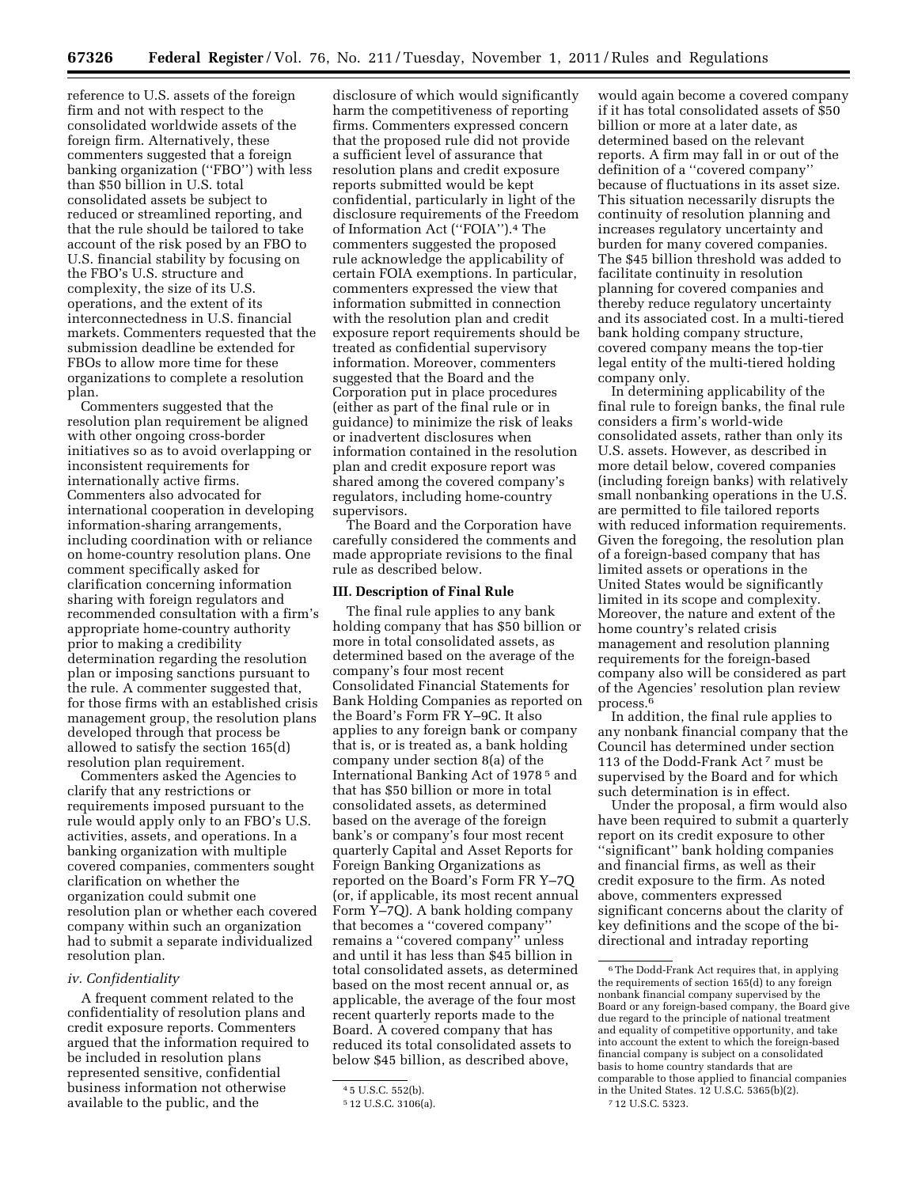reference to U.S. assets of the foreign firm and not with respect to the consolidated worldwide assets of the foreign firm. Alternatively, these commenters suggested that a foreign banking organization (''FBO'') with less than $50 billion in U.S. total consolidated assets be subject to reduced or streamlined reporting, and that the rule should be tailored to take account of the risk posed by an FBO to U.S. financial stability by focusing on the FBO's U.S. structure and complexity, the size of its U.S. operations, and the extent of its interconnectedness in U.S. financial markets. Commenters requested that the submission deadline be extended for FBOs to allow more time for these organizations to complete a resolution plan.

Commenters suggested that the resolution plan requirement be aligned with other ongoing cross-border initiatives so as to avoid overlapping or inconsistent requirements for internationally active firms. Commenters also advocated for international cooperation in developing information-sharing arrangements, including coordination with or reliance on home-country resolution plans. One comment specifically asked for clarification concerning information sharing with foreign regulators and recommended consultation with a firm's appropriate home-country authority prior to making a credibility determination regarding the resolution plan or imposing sanctions pursuant to the rule. A commenter suggested that, for those firms with an established crisis management group, the resolution plans developed through that process be allowed to satisfy the section 165(d) resolution plan requirement.

Commenters asked the Agencies to clarify that any restrictions or requirements imposed pursuant to the rule would apply only to an FBO's U.S. activities, assets, and operations. In a banking organization with multiple covered companies, commenters sought clarification on whether the organization could submit one resolution plan or whether each covered company within such an organization had to submit a separate individualized resolution plan.

*iv. Confidentiality*

A frequent comment related to the confidentiality of resolution plans and credit exposure reports. Commenters argued that the information required to be included in resolution plans represented sensitive, confidential business information not otherwise available to the public, and the disclosure of which would significantly harm the competitiveness of reporting firms. Commenters expressed concern that the proposed rule did not provide a sufficient level of assurance that resolution plans and credit exposure reports submitted would be kept confidential, particularly in light of the disclosure requirements of the Freedom of Information Act (''FOIA'').[4] The commenters suggested the proposed rule acknowledge the applicability of certain FOIA exemptions. In particular, commenters expressed the view that information submitted in connection with the resolution plan and credit exposure report requirements should be treated as confidential supervisory information. Moreover, commenters suggested that the Board and the Corporation put in place procedures (either as part of the final rule or in guidance) to minimize the risk of leaks or inadvertent disclosures when information contained in the resolution plan and credit exposure report was shared among the covered company's regulators, including home-country supervisors.

The Board and the Corporation have carefully considered the comments and made appropriate revisions to the final rule as described below.

## III. Description of Final Rule

The final rule applies to any bank holding company that has $50 billion or more in total consolidated assets, as determined based on the average of the company's four most recent Consolidated Financial Statements for Bank Holding Companies as reported on the Board's Form FR Y–9C. It also applies to any foreign bank or company that is, or is treated as, a bank holding company under section 8(a) of the International Banking Act of 1978[5] and that has $50 billion or more in total consolidated assets, as determined based on the average of the foreign bank's or company's four most recent quarterly Capital and Asset Reports for Foreign Banking Organizations as reported on the Board's Form FR Y–7Q (or, if applicable, its most recent annual Form Y–7Q). A bank holding company that becomes a ''covered company'' remains a ''covered company'' unless and until it has less than $45 billion in total consolidated assets, as determined based on the most recent annual or, as applicable, the average of the four most recent quarterly reports made to the Board. A covered company that has reduced its total consolidated assets to below $45 billion, as described above, would again become a covered company if it has total consolidated assets of $50 billion or more at a later date, as determined based on the relevant reports. A firm may fall in or out of the definition of a ''covered company'' because of fluctuations in its asset size. This situation necessarily disrupts the continuity of resolution planning and increases regulatory uncertainty and burden for many covered companies. The $45 billion threshold was added to facilitate continuity in resolution planning for covered companies and thereby reduce regulatory uncertainty and its associated cost. In a multi-tiered bank holding company structure, covered company means the top-tier legal entity of the multi-tiered holding company only.

In determining applicability of the final rule to foreign banks, the final rule considers a firm's world-wide consolidated assets, rather than only its U.S. assets. However, as described in more detail below, covered companies (including foreign banks) with relatively small nonbanking operations in the U.S. are permitted to file tailored reports with reduced information requirements. Given the foregoing, the resolution plan of a foreign-based company that has limited assets or operations in the United States would be significantly limited in its scope and complexity. Moreover, the nature and extent of the home country's related crisis management and resolution planning requirements for the foreign-based company also will be considered as part of the Agencies' resolution plan review process.[6]

In addition, the final rule applies to any nonbank financial company that the Council has determined under section 113 of the Dodd-Frank Act[7] must be supervised by the Board and for which such determination is in effect.

Under the proposal, a firm would also have been required to submit a quarterly report on its credit exposure to other ''significant'' bank holding companies and financial firms, as well as their credit exposure to the firm. As noted above, commenters expressed significant concerns about the clarity of key definitions and the scope of the bi-directional and intraday reporting

---

[4] 5 U.S.C. 552(b).

[5] 12 U.S.C. 3106(a).

[6] The Dodd-Frank Act requires that, in applying the requirements of section 165(d) to any foreign nonbank financial company supervised by the Board or any foreign-based company, the Board give due regard to the principle of national treatment and equality of competitive opportunity, and take into account the extent to which the foreign-based financial company is subject on a consolidated basis to home country standards that are comparable to those applied to financial companies in the United States. 12 U.S.C. 5365(b)(2).

[7] 12 U.S.C. 5323.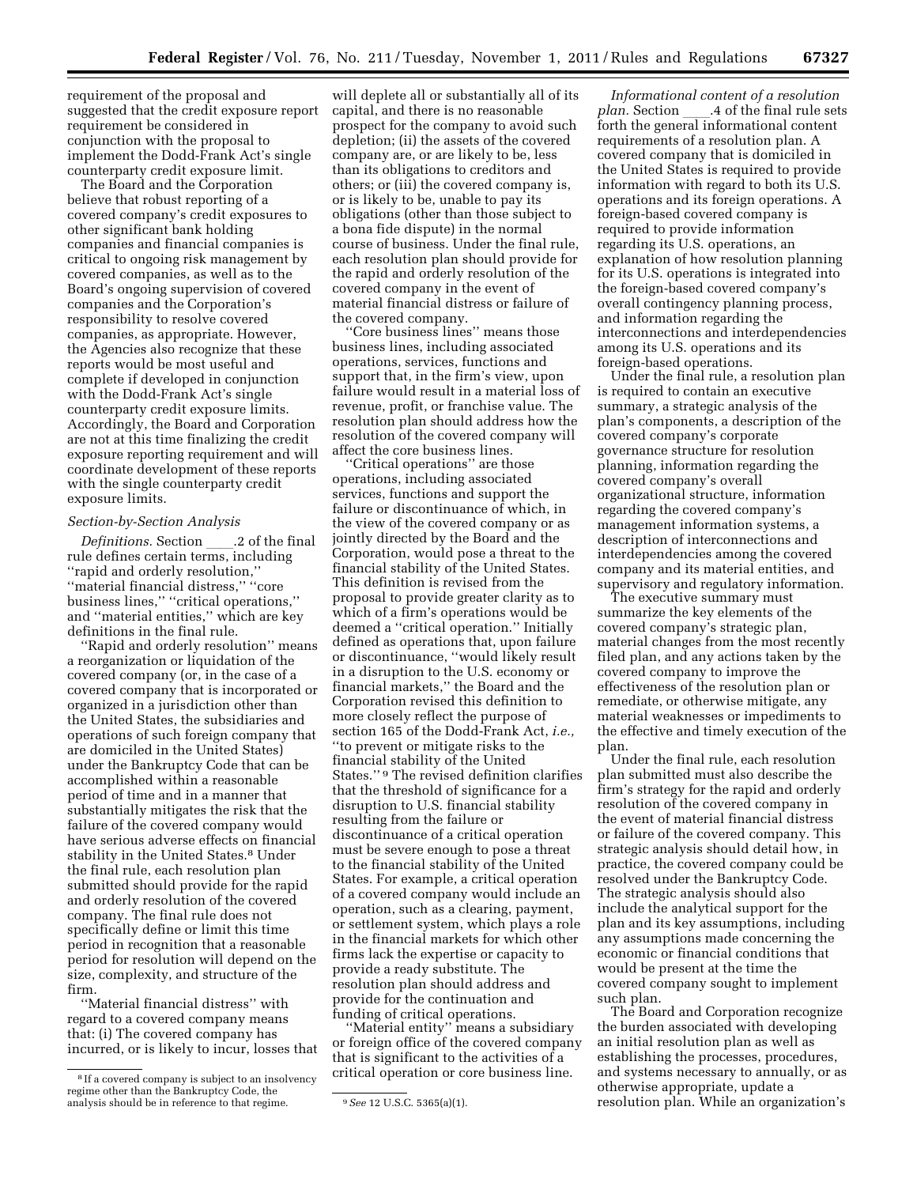requirement of the proposal and suggested that the credit exposure report requirement be considered in conjunction with the proposal to implement the Dodd-Frank Act's single counterparty credit exposure limit.

The Board and the Corporation believe that robust reporting of a covered company's credit exposures to other significant bank holding companies and financial companies is critical to ongoing risk management by covered companies, as well as to the Board's ongoing supervision of covered companies and the Corporation's responsibility to resolve covered companies, as appropriate. However, the Agencies also recognize that these reports would be most useful and complete if developed in conjunction with the Dodd-Frank Act's single counterparty credit exposure limits. Accordingly, the Board and Corporation are not at this time finalizing the credit exposure reporting requirement and will coordinate development of these reports with the single counterparty credit exposure limits.

### Section-by-Section Analysis

*Definitions.* Section ____.2 of the final rule defines certain terms, including ''rapid and orderly resolution,'' ''material financial distress,'' ''core business lines,'' ''critical operations,'' and ''material entities,'' which are key definitions in the final rule.

''Rapid and orderly resolution'' means a reorganization or liquidation of the covered company (or, in the case of a covered company that is incorporated or organized in a jurisdiction other than the United States, the subsidiaries and operations of such foreign company that are domiciled in the United States) under the Bankruptcy Code that can be accomplished within a reasonable period of time and in a manner that substantially mitigates the risk that the failure of the covered company would have serious adverse effects on financial stability in the United States.[8] Under the final rule, each resolution plan submitted should provide for the rapid and orderly resolution of the covered company. The final rule does not specifically define or limit this time period in recognition that a reasonable period for resolution will depend on the size, complexity, and structure of the firm.

''Material financial distress'' with regard to a covered company means that: (i) The covered company has incurred, or is likely to incur, losses that will deplete all or substantially all of its capital, and there is no reasonable prospect for the company to avoid such depletion; (ii) the assets of the covered company are, or are likely to be, less than its obligations to creditors and others; or (iii) the covered company is, or is likely to be, unable to pay its obligations (other than those subject to a bona fide dispute) in the normal course of business. Under the final rule, each resolution plan should provide for the rapid and orderly resolution of the covered company in the event of material financial distress or failure of the covered company.

''Core business lines'' means those business lines, including associated operations, services, functions and support that, in the firm's view, upon failure would result in a material loss of revenue, profit, or franchise value. The resolution plan should address how the resolution of the covered company will affect the core business lines.

''Critical operations'' are those operations, including associated services, functions and support the failure or discontinuance of which, in the view of the covered company or as jointly directed by the Board and the Corporation, would pose a threat to the financial stability of the United States. This definition is revised from the proposal to provide greater clarity as to which of a firm's operations would be deemed a ''critical operation.'' Initially defined as operations that, upon failure or discontinuance, ''would likely result in a disruption to the U.S. economy or financial markets,'' the Board and the Corporation revised this definition to more closely reflect the purpose of section 165 of the Dodd-Frank Act, *i.e.,* ''to prevent or mitigate risks to the financial stability of the United States.''[9] The revised definition clarifies that the threshold of significance for a disruption to U.S. financial stability resulting from the failure or discontinuance of a critical operation must be severe enough to pose a threat to the financial stability of the United States. For example, a critical operation of a covered company would include an operation, such as a clearing, payment, or settlement system, which plays a role in the financial markets for which other firms lack the expertise or capacity to provide a ready substitute. The resolution plan should address and provide for the continuation and funding of critical operations.

''Material entity'' means a subsidiary or foreign office of the covered company that is significant to the activities of a critical operation or core business line.

*Informational content of a resolution plan.* Section ____.4 of the final rule sets forth the general informational content requirements of a resolution plan. A covered company that is domiciled in the United States is required to provide information with regard to both its U.S. operations and its foreign operations. A foreign-based covered company is required to provide information regarding its U.S. operations, an explanation of how resolution planning for its U.S. operations is integrated into the foreign-based covered company's overall contingency planning process, and information regarding the interconnections and interdependencies among its U.S. operations and its foreign-based operations.

Under the final rule, a resolution plan is required to contain an executive summary, a strategic analysis of the plan's components, a description of the covered company's corporate governance structure for resolution planning, information regarding the covered company's overall organizational structure, information regarding the covered company's management information systems, a description of interconnections and interdependencies among the covered company and its material entities, and supervisory and regulatory information.

The executive summary must summarize the key elements of the covered company's strategic plan, material changes from the most recently filed plan, and any actions taken by the covered company to improve the effectiveness of the resolution plan or remediate, or otherwise mitigate, any material weaknesses or impediments to the effective and timely execution of the plan.

Under the final rule, each resolution plan submitted must also describe the firm's strategy for the rapid and orderly resolution of the covered company in the event of material financial distress or failure of the covered company. This strategic analysis should detail how, in practice, the covered company could be resolved under the Bankruptcy Code. The strategic analysis should also include the analytical support for the plan and its key assumptions, including any assumptions made concerning the economic or financial conditions that would be present at the time the covered company sought to implement such plan.

The Board and Corporation recognize the burden associated with developing an initial resolution plan as well as establishing the processes, procedures, and systems necessary to annually, or as otherwise appropriate, update a resolution plan. While an organization's

---

[8] If a covered company is subject to an insolvency regime other than the Bankruptcy Code, the analysis should be in reference to that regime.

[9] *See* 12 U.S.C. 5365(a)(1).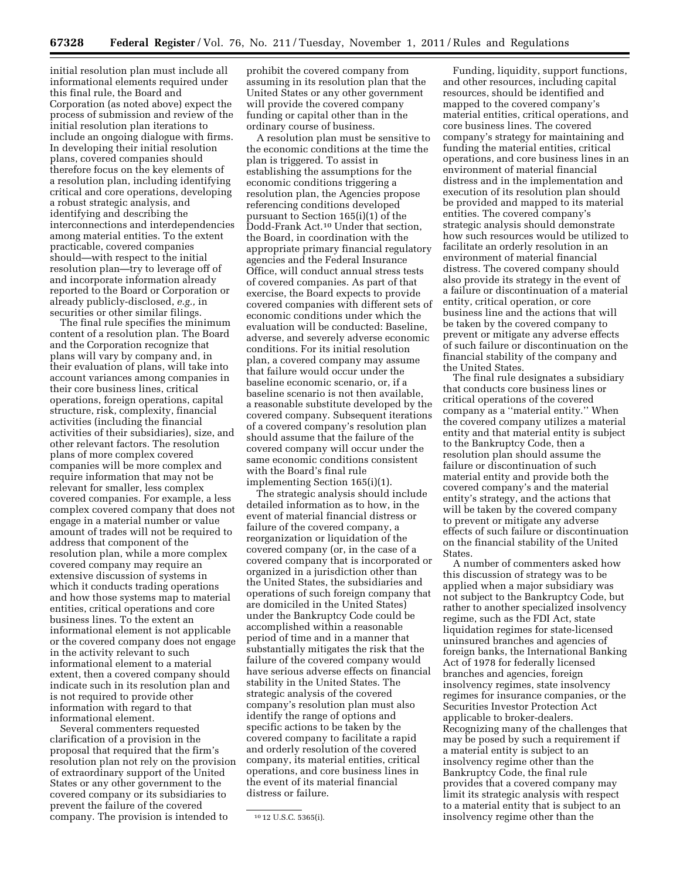initial resolution plan must include all informational elements required under this final rule, the Board and Corporation (as noted above) expect the process of submission and review of the initial resolution plan iterations to include an ongoing dialogue with firms. In developing their initial resolution plans, covered companies should therefore focus on the key elements of a resolution plan, including identifying critical and core operations, developing a robust strategic analysis, and identifying and describing the interconnections and interdependencies among material entities. To the extent practicable, covered companies should—with respect to the initial resolution plan—try to leverage off of and incorporate information already reported to the Board or Corporation or already publicly-disclosed, *e.g.,* in securities or other similar filings.

The final rule specifies the minimum content of a resolution plan. The Board and the Corporation recognize that plans will vary by company and, in their evaluation of plans, will take into account variances among companies in their core business lines, critical operations, foreign operations, capital structure, risk, complexity, financial activities (including the financial activities of their subsidiaries), size, and other relevant factors. The resolution plans of more complex covered companies will be more complex and require information that may not be relevant for smaller, less complex covered companies. For example, a less complex covered company that does not engage in a material number or value amount of trades will not be required to address that component of the resolution plan, while a more complex covered company may require an extensive discussion of systems in which it conducts trading operations and how those systems map to material entities, critical operations and core business lines. To the extent an informational element is not applicable or the covered company does not engage in the activity relevant to such informational element to a material extent, then a covered company should indicate such in its resolution plan and is not required to provide other information with regard to that informational element.

Several commenters requested clarification of a provision in the proposal that required that the firm's resolution plan not rely on the provision of extraordinary support of the United States or any other government to the covered company or its subsidiaries to prevent the failure of the covered company. The provision is intended to prohibit the covered company from assuming in its resolution plan that the United States or any other government will provide the covered company funding or capital other than in the ordinary course of business.

A resolution plan must be sensitive to the economic conditions at the time the plan is triggered. To assist in establishing the assumptions for the economic conditions triggering a resolution plan, the Agencies propose referencing conditions developed pursuant to Section 165(i)(1) of the Dodd-Frank Act.[10] Under that section, the Board, in coordination with the appropriate primary financial regulatory agencies and the Federal Insurance Office, will conduct annual stress tests of covered companies. As part of that exercise, the Board expects to provide covered companies with different sets of economic conditions under which the evaluation will be conducted: Baseline, adverse, and severely adverse economic conditions. For its initial resolution plan, a covered company may assume that failure would occur under the baseline economic scenario, or, if a baseline scenario is not then available, a reasonable substitute developed by the covered company. Subsequent iterations of a covered company's resolution plan should assume that the failure of the covered company will occur under the same economic conditions consistent with the Board's final rule implementing Section 165(i)(1).

The strategic analysis should include detailed information as to how, in the event of material financial distress or failure of the covered company, a reorganization or liquidation of the covered company (or, in the case of a covered company that is incorporated or organized in a jurisdiction other than the United States, the subsidiaries and operations of such foreign company that are domiciled in the United States) under the Bankruptcy Code could be accomplished within a reasonable period of time and in a manner that substantially mitigates the risk that the failure of the covered company would have serious adverse effects on financial stability in the United States. The strategic analysis of the covered company's resolution plan must also identify the range of options and specific actions to be taken by the covered company to facilitate a rapid and orderly resolution of the covered company, its material entities, critical operations, and core business lines in the event of its material financial distress or failure.

Funding, liquidity, support functions, and other resources, including capital resources, should be identified and mapped to the covered company's material entities, critical operations, and core business lines. The covered company's strategy for maintaining and funding the material entities, critical operations, and core business lines in an environment of material financial distress and in the implementation and execution of its resolution plan should be provided and mapped to its material entities. The covered company's strategic analysis should demonstrate how such resources would be utilized to facilitate an orderly resolution in an environment of material financial distress. The covered company should also provide its strategy in the event of a failure or discontinuation of a material entity, critical operation, or core business line and the actions that will be taken by the covered company to prevent or mitigate any adverse effects of such failure or discontinuation on the financial stability of the company and the United States.

The final rule designates a subsidiary that conducts core business lines or critical operations of the covered company as a "material entity." When the covered company utilizes a material entity and that material entity is subject to the Bankruptcy Code, then a resolution plan should assume the failure or discontinuation of such material entity and provide both the covered company's and the material entity's strategy, and the actions that will be taken by the covered company to prevent or mitigate any adverse effects of such failure or discontinuation on the financial stability of the United States.

A number of commenters asked how this discussion of strategy was to be applied when a major subsidiary was not subject to the Bankruptcy Code, but rather to another specialized insolvency regime, such as the FDI Act, state liquidation regimes for state-licensed uninsured branches and agencies of foreign banks, the International Banking Act of 1978 for federally licensed branches and agencies, foreign insolvency regimes, state insolvency regimes for insurance companies, or the Securities Investor Protection Act applicable to broker-dealers. Recognizing many of the challenges that may be posed by such a requirement if a material entity is subject to an insolvency regime other than the Bankruptcy Code, the final rule provides that a covered company may limit its strategic analysis with respect to a material entity that is subject to an insolvency regime other than the

[10] 12 U.S.C. 5365(i).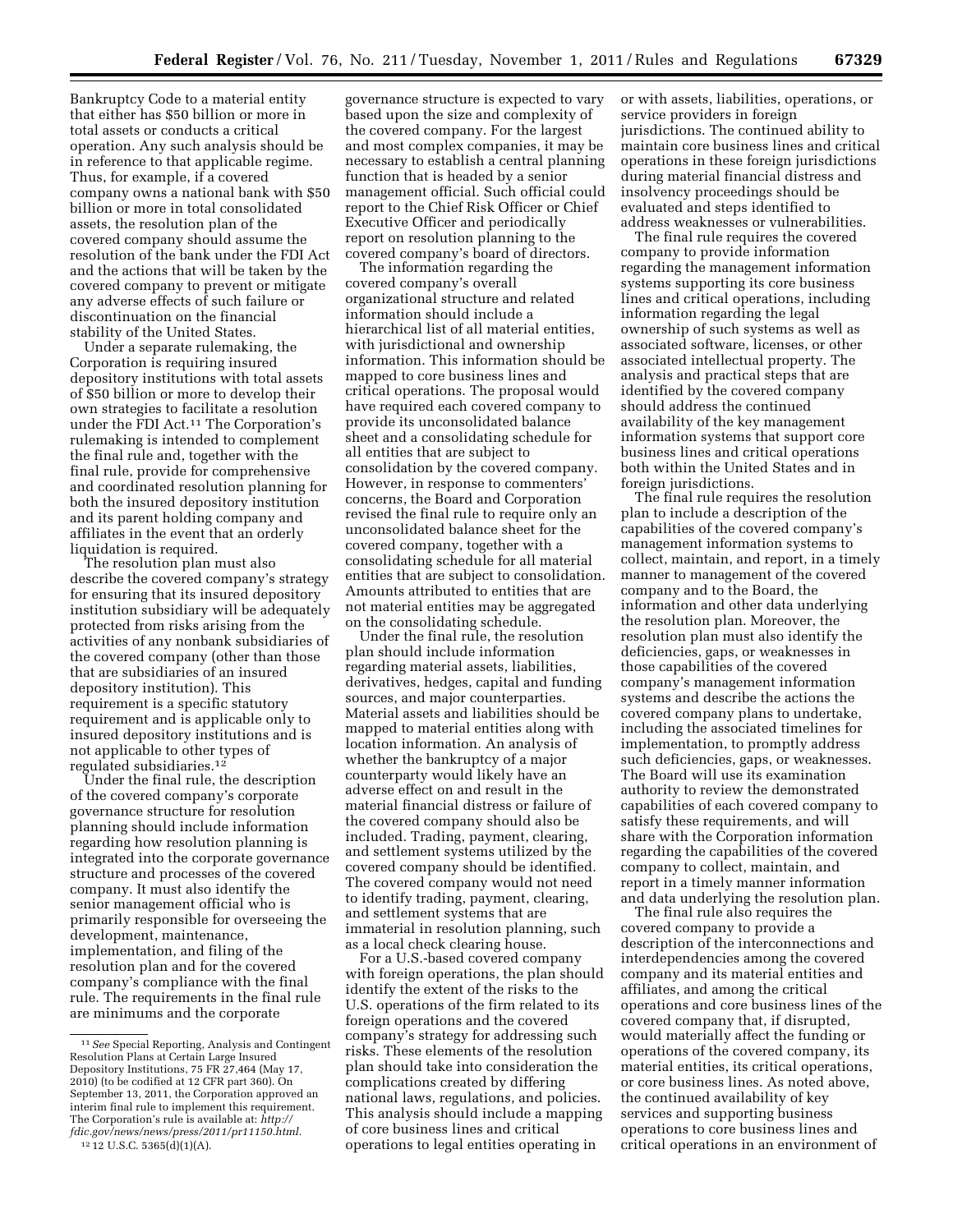Bankruptcy Code to a material entity that either has $50 billion or more in total assets or conducts a critical operation. Any such analysis should be in reference to that applicable regime. Thus, for example, if a covered company owns a national bank with $50 billion or more in total consolidated assets, the resolution plan of the covered company should assume the resolution of the bank under the FDI Act and the actions that will be taken by the covered company to prevent or mitigate any adverse effects of such failure or discontinuation on the financial stability of the United States.

Under a separate rulemaking, the Corporation is requiring insured depository institutions with total assets of $50 billion or more to develop their own strategies to facilitate a resolution under the FDI Act.[11] The Corporation's rulemaking is intended to complement the final rule and, together with the final rule, provide for comprehensive and coordinated resolution planning for both the insured depository institution and its parent holding company and affiliates in the event that an orderly liquidation is required.

The resolution plan must also describe the covered company's strategy for ensuring that its insured depository institution subsidiary will be adequately protected from risks arising from the activities of any nonbank subsidiaries of the covered company (other than those that are subsidiaries of an insured depository institution). This requirement is a specific statutory requirement and is applicable only to insured depository institutions and is not applicable to other types of regulated subsidiaries.[12]

Under the final rule, the description of the covered company's corporate governance structure for resolution planning should include information regarding how resolution planning is integrated into the corporate governance structure and processes of the covered company. It must also identify the senior management official who is primarily responsible for overseeing the development, maintenance, implementation, and filing of the resolution plan and for the covered company's compliance with the final rule. The requirements in the final rule are minimums and the corporate governance structure is expected to vary based upon the size and complexity of the covered company. For the largest and most complex companies, it may be necessary to establish a central planning function that is headed by a senior management official. Such official could report to the Chief Risk Officer or Chief Executive Officer and periodically report on resolution planning to the covered company's board of directors.

The information regarding the covered company's overall organizational structure and related information should include a hierarchical list of all material entities, with jurisdictional and ownership information. This information should be mapped to core business lines and critical operations. The proposal would have required each covered company to provide its unconsolidated balance sheet and a consolidating schedule for all entities that are subject to consolidation by the covered company. However, in response to commenters' concerns, the Board and Corporation revised the final rule to require only an unconsolidated balance sheet for the covered company, together with a consolidating schedule for all material entities that are subject to consolidation. Amounts attributed to entities that are not material entities may be aggregated on the consolidating schedule.

Under the final rule, the resolution plan should include information regarding material assets, liabilities, derivatives, hedges, capital and funding sources, and major counterparties. Material assets and liabilities should be mapped to material entities along with location information. An analysis of whether the bankruptcy of a major counterparty would likely have an adverse effect on and result in the material financial distress or failure of the covered company should also be included. Trading, payment, clearing, and settlement systems utilized by the covered company should be identified. The covered company would not need to identify trading, payment, clearing, and settlement systems that are immaterial in resolution planning, such as a local check clearing house.

For a U.S.-based covered company with foreign operations, the plan should identify the extent of the risks to the U.S. operations of the firm related to its foreign operations and the covered company's strategy for addressing such risks. These elements of the resolution plan should take into consideration the complications created by differing national laws, regulations, and policies. This analysis should include a mapping of core business lines and critical operations to legal entities operating in or with assets, liabilities, operations, or service providers in foreign jurisdictions. The continued ability to maintain core business lines and critical operations in these foreign jurisdictions during material financial distress and insolvency proceedings should be evaluated and steps identified to address weaknesses or vulnerabilities.

The final rule requires the covered company to provide information regarding the management information systems supporting its core business lines and critical operations, including information regarding the legal ownership of such systems as well as associated software, licenses, or other associated intellectual property. The analysis and practical steps that are identified by the covered company should address the continued availability of the key management information systems that support core business lines and critical operations both within the United States and in foreign jurisdictions.

The final rule requires the resolution plan to include a description of the capabilities of the covered company's management information systems to collect, maintain, and report, in a timely manner to management of the covered company and to the Board, the information and other data underlying the resolution plan. Moreover, the resolution plan must also identify the deficiencies, gaps, or weaknesses in those capabilities of the covered company's management information systems and describe the actions the covered company plans to undertake, including the associated timelines for implementation, to promptly address such deficiencies, gaps, or weaknesses. The Board will use its examination authority to review the demonstrated capabilities of each covered company to satisfy these requirements, and will share with the Corporation information regarding the capabilities of the covered company to collect, maintain, and report in a timely manner information and data underlying the resolution plan.

The final rule also requires the covered company to provide a description of the interconnections and interdependencies among the covered company and its material entities and affiliates, and among the critical operations and core business lines of the covered company that, if disrupted, would materially affect the funding or operations of the covered company, its material entities, its critical operations, or core business lines. As noted above, the continued availability of key services and supporting business operations to core business lines and critical operations in an environment of

---

[11] *See* Special Reporting, Analysis and Contingent Resolution Plans at Certain Large Insured Depository Institutions, 75 FR 27,464 (May 17, 2010) (to be codified at 12 CFR part 360). On September 13, 2011, the Corporation approved an interim final rule to implement this requirement. The Corporation's rule is available at: *http://fdic.gov/news/news/press/2011/pr11150.html.*

[12] 12 U.S.C. 5365(d)(1)(A).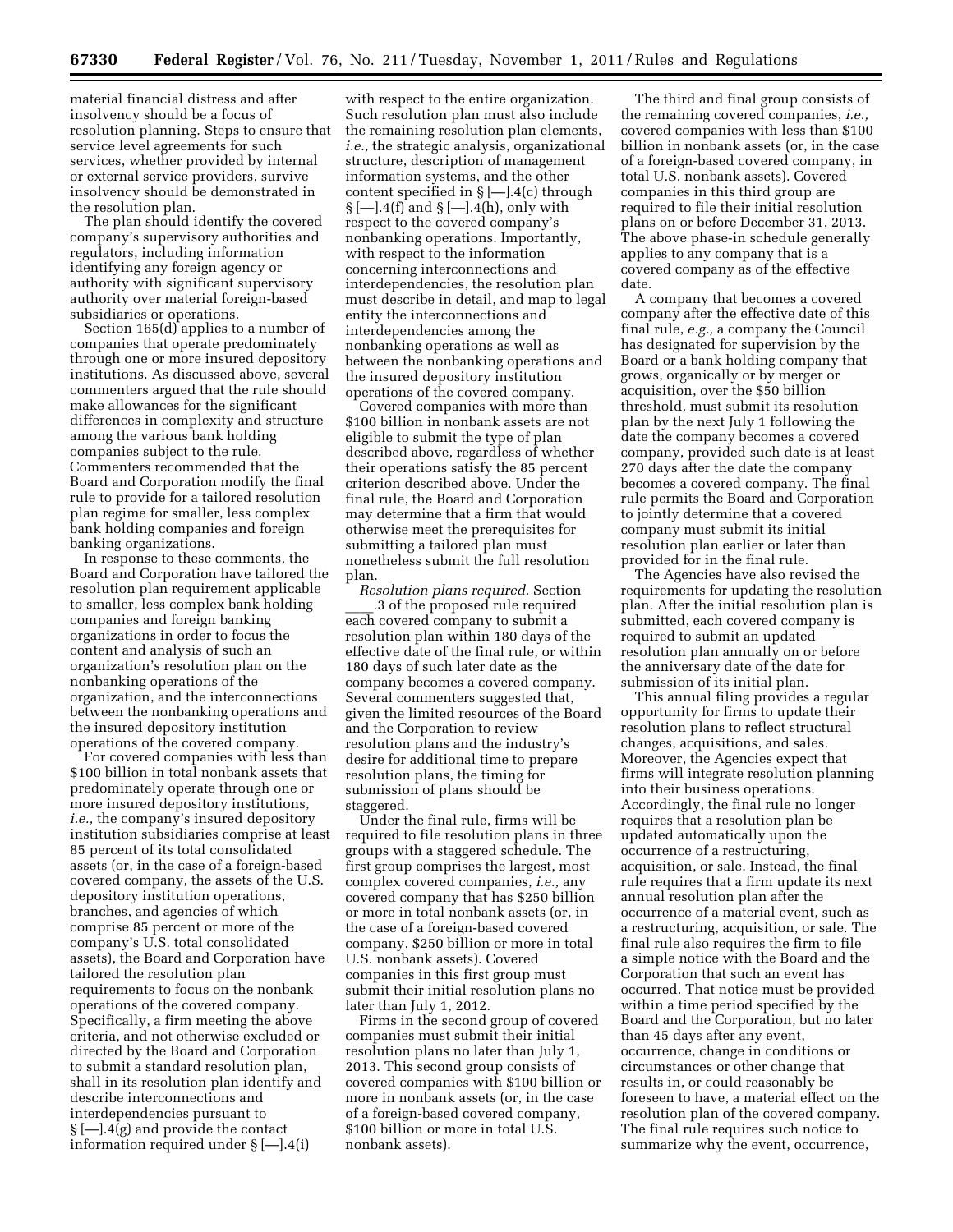material financial distress and after insolvency should be a focus of resolution planning. Steps to ensure that service level agreements for such services, whether provided by internal or external service providers, survive insolvency should be demonstrated in the resolution plan.

The plan should identify the covered company's supervisory authorities and regulators, including information identifying any foreign agency or authority with significant supervisory authority over material foreign-based subsidiaries or operations.

Section 165(d) applies to a number of companies that operate predominately through one or more insured depository institutions. As discussed above, several commenters argued that the rule should make allowances for the significant differences in complexity and structure among the various bank holding companies subject to the rule. Commenters recommended that the Board and Corporation modify the final rule to provide for a tailored resolution plan regime for smaller, less complex bank holding companies and foreign banking organizations.

In response to these comments, the Board and Corporation have tailored the resolution plan requirement applicable to smaller, less complex bank holding companies and foreign banking organizations in order to focus the content and analysis of such an organization's resolution plan on the nonbanking operations of the organization, and the interconnections between the nonbanking operations and the insured depository institution operations of the covered company.

For covered companies with less than $100 billion in total nonbank assets that predominately operate through one or more insured depository institutions, *i.e.,* the company's insured depository institution subsidiaries comprise at least 85 percent of its total consolidated assets (or, in the case of a foreign-based covered company, the assets of the U.S. depository institution operations, branches, and agencies of which comprise 85 percent or more of the company's U.S. total consolidated assets), the Board and Corporation have tailored the resolution plan requirements to focus on the nonbank operations of the covered company. Specifically, a firm meeting the above criteria, and not otherwise excluded or directed by the Board and Corporation to submit a standard resolution plan, shall in its resolution plan identify and describe interconnections and interdependencies pursuant to § [—].4(g) and provide the contact information required under § [—].4(i) with respect to the entire organization. Such resolution plan must also include the remaining resolution plan elements, *i.e.,* the strategic analysis, organizational structure, description of management information systems, and the other content specified in § [—].4(c) through § [—].4(f) and § [—].4(h), only with respect to the covered company's nonbanking operations. Importantly, with respect to the information concerning interconnections and interdependencies, the resolution plan must describe in detail, and map to legal entity the interconnections and interdependencies among the nonbanking operations as well as between the nonbanking operations and the insured depository institution operations of the covered company.

Covered companies with more than $100 billion in nonbank assets are not eligible to submit the type of plan described above, regardless of whether their operations satisfy the 85 percent criterion described above. Under the final rule, the Board and Corporation may determine that a firm that would otherwise meet the prerequisites for submitting a tailored plan must nonetheless submit the full resolution plan.

*Resolution plans required.* Section ____.3 of the proposed rule required each covered company to submit a resolution plan within 180 days of the effective date of the final rule, or within 180 days of such later date as the company becomes a covered company. Several commenters suggested that, given the limited resources of the Board and the Corporation to review resolution plans and the industry's desire for additional time to prepare resolution plans, the timing for submission of plans should be staggered.

Under the final rule, firms will be required to file resolution plans in three groups with a staggered schedule. The first group comprises the largest, most complex covered companies, *i.e.,* any covered company that has $250 billion or more in total nonbank assets (or, in the case of a foreign-based covered company, $250 billion or more in total U.S. nonbank assets). Covered companies in this first group must submit their initial resolution plans no later than July 1, 2012.

Firms in the second group of covered companies must submit their initial resolution plans no later than July 1, 2013. This second group consists of covered companies with $100 billion or more in nonbank assets (or, in the case of a foreign-based covered company, $100 billion or more in total U.S. nonbank assets).

The third and final group consists of the remaining covered companies, *i.e.,* covered companies with less than $100 billion in nonbank assets (or, in the case of a foreign-based covered company, in total U.S. nonbank assets). Covered companies in this third group are required to file their initial resolution plans on or before December 31, 2013. The above phase-in schedule generally applies to any company that is a covered company as of the effective date.

A company that becomes a covered company after the effective date of this final rule, *e.g.,* a company the Council has designated for supervision by the Board or a bank holding company that grows, organically or by merger or acquisition, over the $50 billion threshold, must submit its resolution plan by the next July 1 following the date the company becomes a covered company, provided such date is at least 270 days after the date the company becomes a covered company. The final rule permits the Board and Corporation to jointly determine that a covered company must submit its initial resolution plan earlier or later than provided for in the final rule.

The Agencies have also revised the requirements for updating the resolution plan. After the initial resolution plan is submitted, each covered company is required to submit an updated resolution plan annually on or before the anniversary date of the date for submission of its initial plan.

This annual filing provides a regular opportunity for firms to update their resolution plans to reflect structural changes, acquisitions, and sales. Moreover, the Agencies expect that firms will integrate resolution planning into their business operations. Accordingly, the final rule no longer requires that a resolution plan be updated automatically upon the occurrence of a restructuring, acquisition, or sale. Instead, the final rule requires that a firm update its next annual resolution plan after the occurrence of a material event, such as a restructuring, acquisition, or sale. The final rule also requires the firm to file a simple notice with the Board and the Corporation that such an event has occurred. That notice must be provided within a time period specified by the Board and the Corporation, but no later than 45 days after any event, occurrence, change in conditions or circumstances or other change that results in, or could reasonably be foreseen to have, a material effect on the resolution plan of the covered company. The final rule requires such notice to summarize why the event, occurrence,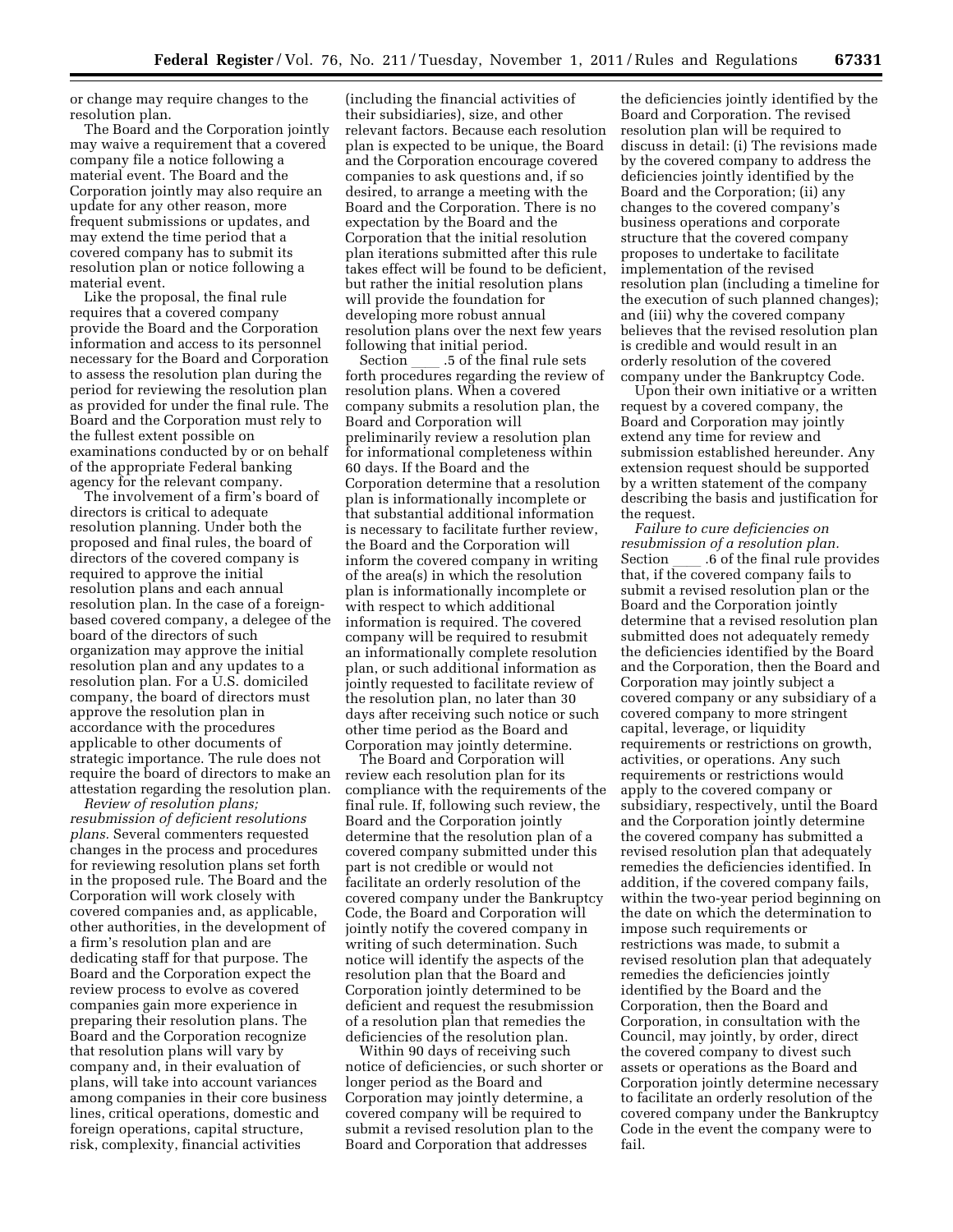or change may require changes to the resolution plan.

The Board and the Corporation jointly may waive a requirement that a covered company file a notice following a material event. The Board and the Corporation jointly also may require an update for any other reason, more frequent submissions or updates, and may extend the time period that a covered company has to submit its resolution plan or notice following a material event.

Like the proposal, the final rule requires that a covered company provide the Board and the Corporation information and access to its personnel necessary for the Board and Corporation to assess the resolution plan during the period for reviewing the resolution plan as provided for under the final rule. The Board and the Corporation must rely to the fullest extent possible on examinations conducted by or on behalf of the appropriate Federal banking agency for the relevant company.

The involvement of a firm's board of directors is critical to adequate resolution planning. Under both the proposed and final rules, the board of directors of the covered company is required to approve the initial resolution plans and each annual resolution plan. In the case of a foreign-based covered company, a delegee of the board of the directors of such organization may approve the initial resolution plan and any updates to a resolution plan. For a U.S. domiciled company, the board of directors must approve the resolution plan in accordance with the procedures applicable to other documents of strategic importance. The rule does not require the board of directors to make an attestation regarding the resolution plan.

*Review of resolution plans; resubmission of deficient resolutions plans.* Several commenters requested changes in the process and procedures for reviewing resolution plans set forth in the proposed rule. The Board and the Corporation will work closely with covered companies and, as applicable, other authorities, in the development of a firm's resolution plan and are dedicating staff for that purpose. The Board and the Corporation expect the review process to evolve as covered companies gain more experience in preparing their resolution plans. The Board and the Corporation recognize that resolution plans will vary by company and, in their evaluation of plans, will take into account variances among companies in their core business lines, critical operations, domestic and foreign operations, capital structure, risk, complexity, financial activities (including the financial activities of their subsidiaries), size, and other relevant factors. Because each resolution plan is expected to be unique, the Board and the Corporation encourage covered companies to ask questions and, if so desired, to arrange a meeting with the Board and the Corporation. There is no expectation by the Board and the Corporation that the initial resolution plan iterations submitted after this rule takes effect will be found to be deficient, but rather the initial resolution plans will provide the foundation for developing more robust annual resolution plans over the next few years following that initial period.

Section ____.5 of the final rule sets forth procedures regarding the review of resolution plans. When a covered company submits a resolution plan, the Board and Corporation will preliminarily review a resolution plan for informational completeness within 60 days. If the Board and the Corporation determine that a resolution plan is informationally incomplete or that substantial additional information is necessary to facilitate further review, the Board and the Corporation will inform the covered company in writing of the area(s) in which the resolution plan is informationally incomplete or with respect to which additional information is required. The covered company will be required to resubmit an informationally complete resolution plan, or such additional information as jointly requested to facilitate review of the resolution plan, no later than 30 days after receiving such notice or such other time period as the Board and Corporation may jointly determine.

The Board and Corporation will review each resolution plan for its compliance with the requirements of the final rule. If, following such review, the Board and the Corporation jointly determine that the resolution plan of a covered company submitted under this part is not credible or would not facilitate an orderly resolution of the covered company under the Bankruptcy Code, the Board and Corporation will jointly notify the covered company in writing of such determination. Such notice will identify the aspects of the resolution plan that the Board and Corporation jointly determined to be deficient and request the resubmission of a resolution plan that remedies the deficiencies of the resolution plan.

Within 90 days of receiving such notice of deficiencies, or such shorter or longer period as the Board and Corporation may jointly determine, a covered company will be required to submit a revised resolution plan to the Board and Corporation that addresses the deficiencies jointly identified by the Board and Corporation. The revised resolution plan will be required to discuss in detail: (i) The revisions made by the covered company to address the deficiencies jointly identified by the Board and the Corporation; (ii) any changes to the covered company's business operations and corporate structure that the covered company proposes to undertake to facilitate implementation of the revised resolution plan (including a timeline for the execution of such planned changes); and (iii) why the covered company believes that the revised resolution plan is credible and would result in an orderly resolution of the covered company under the Bankruptcy Code.

Upon their own initiative or a written request by a covered company, the Board and Corporation may jointly extend any time for review and submission established hereunder. Any extension request should be supported by a written statement of the company describing the basis and justification for the request.

*Failure to cure deficiencies on resubmission of a resolution plan.* Section ____.6 of the final rule provides that, if the covered company fails to submit a revised resolution plan or the Board and the Corporation jointly determine that a revised resolution plan submitted does not adequately remedy the deficiencies identified by the Board and the Corporation, then the Board and Corporation may jointly subject a covered company or any subsidiary of a covered company to more stringent capital, leverage, or liquidity requirements or restrictions on growth, activities, or operations. Any such requirements or restrictions would apply to the covered company or subsidiary, respectively, until the Board and the Corporation jointly determine the covered company has submitted a revised resolution plan that adequately remedies the deficiencies identified. In addition, if the covered company fails, within the two-year period beginning on the date on which the determination to impose such requirements or restrictions was made, to submit a revised resolution plan that adequately remedies the deficiencies jointly identified by the Board and the Corporation, then the Board and Corporation, in consultation with the Council, may jointly, by order, direct the covered company to divest such assets or operations as the Board and Corporation jointly determine necessary to facilitate an orderly resolution of the covered company under the Bankruptcy Code in the event the company were to fail.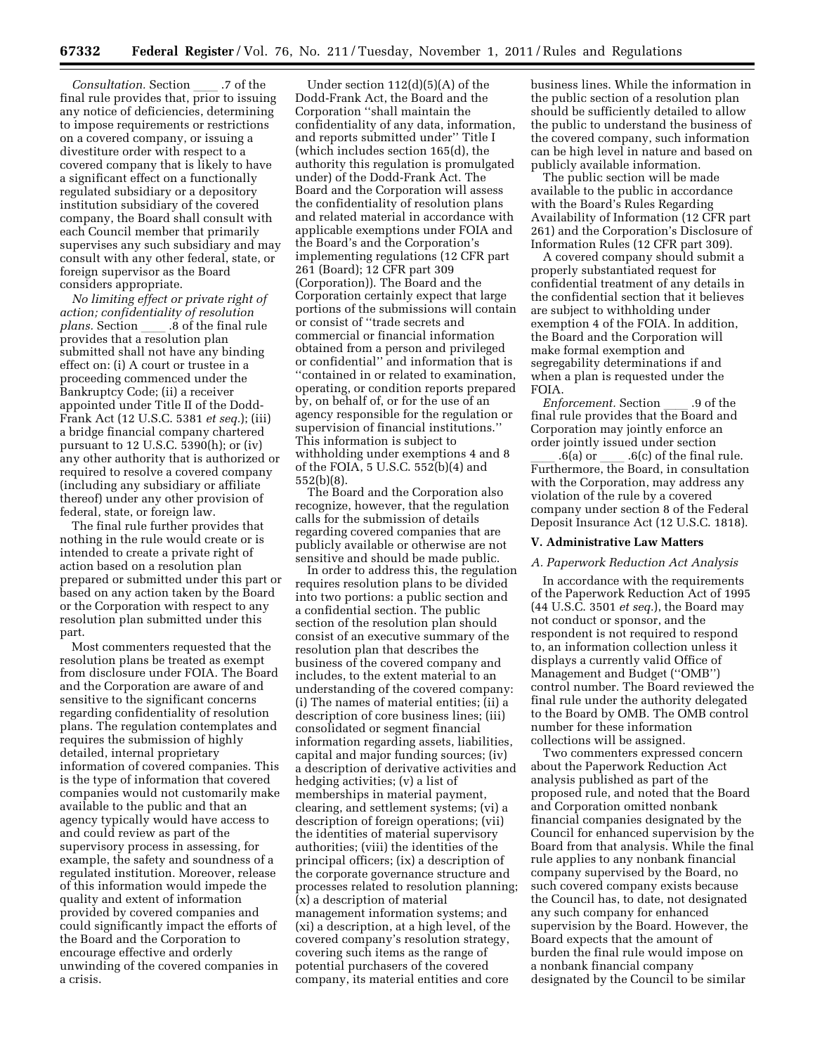*Consultation.* Section ____ .7 of the final rule provides that, prior to issuing any notice of deficiencies, determining to impose requirements or restrictions on a covered company, or issuing a divestiture order with respect to a covered company that is likely to have a significant effect on a functionally regulated subsidiary or a depository institution subsidiary of the covered company, the Board shall consult with each Council member that primarily supervises any such subsidiary and may consult with any other federal, state, or foreign supervisor as the Board considers appropriate.

*No limiting effect or private right of action; confidentiality of resolution plans.* Section ____ .8 of the final rule provides that a resolution plan submitted shall not have any binding effect on: (i) A court or trustee in a proceeding commenced under the Bankruptcy Code; (ii) a receiver appointed under Title II of the Dodd-Frank Act (12 U.S.C. 5381 *et seq.*); (iii) a bridge financial company chartered pursuant to 12 U.S.C. 5390(h); or (iv) any other authority that is authorized or required to resolve a covered company (including any subsidiary or affiliate thereof) under any other provision of federal, state, or foreign law.

The final rule further provides that nothing in the rule would create or is intended to create a private right of action based on a resolution plan prepared or submitted under this part or based on any action taken by the Board or the Corporation with respect to any resolution plan submitted under this part.

Most commenters requested that the resolution plans be treated as exempt from disclosure under FOIA. The Board and the Corporation are aware of and sensitive to the significant concerns regarding confidentiality of resolution plans. The regulation contemplates and requires the submission of highly detailed, internal proprietary information of covered companies. This is the type of information that covered companies would not customarily make available to the public and that an agency typically would have access to and could review as part of the supervisory process in assessing, for example, the safety and soundness of a regulated institution. Moreover, release of this information would impede the quality and extent of information provided by covered companies and could significantly impact the efforts of the Board and the Corporation to encourage effective and orderly unwinding of the covered companies in a crisis.

Under section 112(d)(5)(A) of the Dodd-Frank Act, the Board and the Corporation ''shall maintain the confidentiality of any data, information, and reports submitted under'' Title I (which includes section 165(d), the authority this regulation is promulgated under) of the Dodd-Frank Act. The Board and the Corporation will assess the confidentiality of resolution plans and related material in accordance with applicable exemptions under FOIA and the Board's and the Corporation's implementing regulations (12 CFR part 261 (Board); 12 CFR part 309 (Corporation)). The Board and the Corporation certainly expect that large portions of the submissions will contain or consist of ''trade secrets and commercial or financial information obtained from a person and privileged or confidential'' and information that is ''contained in or related to examination, operating, or condition reports prepared by, on behalf of, or for the use of an agency responsible for the regulation or supervision of financial institutions.'' This information is subject to withholding under exemptions 4 and 8 of the FOIA, 5 U.S.C. 552(b)(4) and 552(b)(8).

The Board and the Corporation also recognize, however, that the regulation calls for the submission of details regarding covered companies that are publicly available or otherwise are not sensitive and should be made public.

In order to address this, the regulation requires resolution plans to be divided into two portions: a public section and a confidential section. The public section of the resolution plan should consist of an executive summary of the resolution plan that describes the business of the covered company and includes, to the extent material to an understanding of the covered company: (i) The names of material entities; (ii) a description of core business lines; (iii) consolidated or segment financial information regarding assets, liabilities, capital and major funding sources; (iv) a description of derivative activities and hedging activities; (v) a list of memberships in material payment, clearing, and settlement systems; (vi) a description of foreign operations; (vii) the identities of material supervisory authorities; (viii) the identities of the principal officers; (ix) a description of the corporate governance structure and processes related to resolution planning; (x) a description of material management information systems; and (xi) a description, at a high level, of the covered company's resolution strategy, covering such items as the range of potential purchasers of the covered company, its material entities and core business lines. While the information in the public section of a resolution plan should be sufficiently detailed to allow the public to understand the business of the covered company, such information can be high level in nature and based on publicly available information.

The public section will be made available to the public in accordance with the Board's Rules Regarding Availability of Information (12 CFR part 261) and the Corporation's Disclosure of Information Rules (12 CFR part 309).

A covered company should submit a properly substantiated request for confidential treatment of any details in the confidential section that it believes are subject to withholding under exemption 4 of the FOIA. In addition, the Board and the Corporation will make formal exemption and segregability determinations if and when a plan is requested under the FOIA.

*Enforcement.* Section ____ .9 of the final rule provides that the Board and Corporation may jointly enforce an order jointly issued under section ____ .6(a) or ____ .6(c) of the final rule. Furthermore, the Board, in consultation with the Corporation, may address any violation of the rule by a covered company under section 8 of the Federal Deposit Insurance Act (12 U.S.C. 1818).

## V. Administrative Law Matters

### *A. Paperwork Reduction Act Analysis*

In accordance with the requirements of the Paperwork Reduction Act of 1995 (44 U.S.C. 3501 *et seq.*), the Board may not conduct or sponsor, and the respondent is not required to respond to, an information collection unless it displays a currently valid Office of Management and Budget (''OMB'') control number. The Board reviewed the final rule under the authority delegated to the Board by OMB. The OMB control number for these information collections will be assigned.

Two commenters expressed concern about the Paperwork Reduction Act analysis published as part of the proposed rule, and noted that the Board and Corporation omitted nonbank financial companies designated by the Council for enhanced supervision by the Board from that analysis. While the final rule applies to any nonbank financial company supervised by the Board, no such covered company exists because the Council has, to date, not designated any such company for enhanced supervision by the Board. However, the Board expects that the amount of burden the final rule would impose on a nonbank financial company designated by the Council to be similar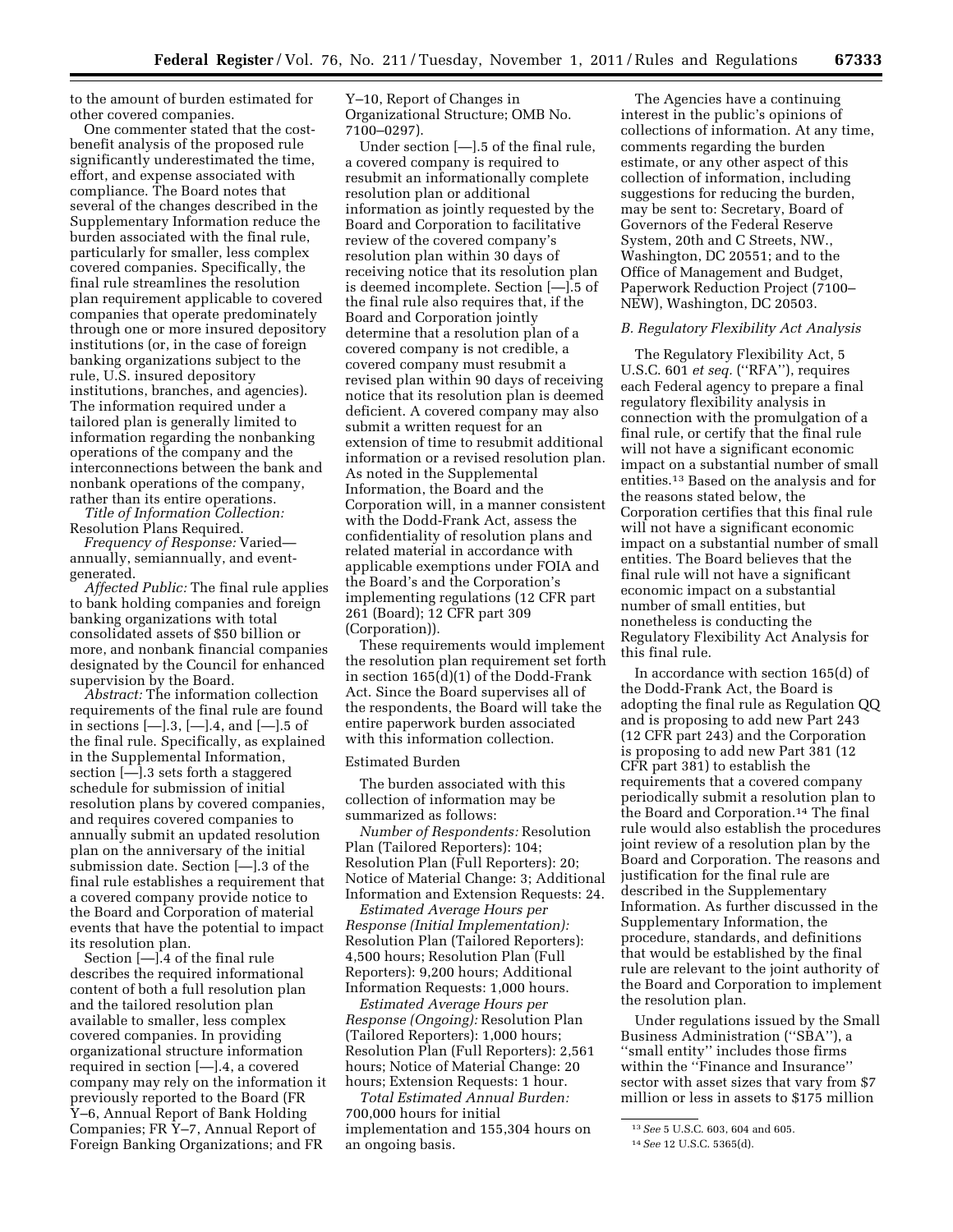to the amount of burden estimated for other covered companies.

One commenter stated that the cost-benefit analysis of the proposed rule significantly underestimated the time, effort, and expense associated with compliance. The Board notes that several of the changes described in the Supplementary Information reduce the burden associated with the final rule, particularly for smaller, less complex covered companies. Specifically, the final rule streamlines the resolution plan requirement applicable to covered companies that operate predominately through one or more insured depository institutions (or, in the case of foreign banking organizations subject to the rule, U.S. insured depository institutions, branches, and agencies). The information required under a tailored plan is generally limited to information regarding the nonbanking operations of the company and the interconnections between the bank and nonbank operations of the company, rather than its entire operations.

*Title of Information Collection:* Resolution Plans Required.

*Frequency of Response:* Varied—annually, semiannually, and event-generated.

*Affected Public:* The final rule applies to bank holding companies and foreign banking organizations with total consolidated assets of $50 billion or more, and nonbank financial companies designated by the Council for enhanced supervision by the Board.

*Abstract:* The information collection requirements of the final rule are found in sections [—].3, [—].4, and [—].5 of the final rule. Specifically, as explained in the Supplemental Information, section [—].3 sets forth a staggered schedule for submission of initial resolution plans by covered companies, and requires covered companies to annually submit an updated resolution plan on the anniversary of the initial submission date. Section [—].3 of the final rule establishes a requirement that a covered company provide notice to the Board and Corporation of material events that have the potential to impact its resolution plan.

Section [—].4 of the final rule describes the required informational content of both a full resolution plan and the tailored resolution plan available to smaller, less complex covered companies. In providing organizational structure information required in section [—].4, a covered company may rely on the information it previously reported to the Board (FR Y–6, Annual Report of Bank Holding Companies; FR Y–7, Annual Report of Foreign Banking Organizations; and FR Y–10, Report of Changes in Organizational Structure; OMB No. 7100–0297).

Under section [—].5 of the final rule, a covered company is required to resubmit an informationally complete resolution plan or additional information as jointly requested by the Board and Corporation to facilitative review of the covered company's resolution plan within 30 days of receiving notice that its resolution plan is deemed incomplete. Section [—].5 of the final rule also requires that, if the Board and Corporation jointly determine that a resolution plan of a covered company is not credible, a covered company must resubmit a revised plan within 90 days of receiving notice that its resolution plan is deemed deficient. A covered company may also submit a written request for an extension of time to resubmit additional information or a revised resolution plan. As noted in the Supplemental Information, the Board and the Corporation will, in a manner consistent with the Dodd-Frank Act, assess the confidentiality of resolution plans and related material in accordance with applicable exemptions under FOIA and the Board's and the Corporation's implementing regulations (12 CFR part 261 (Board); 12 CFR part 309 (Corporation)).

These requirements would implement the resolution plan requirement set forth in section 165(d)(1) of the Dodd-Frank Act. Since the Board supervises all of the respondents, the Board will take the entire paperwork burden associated with this information collection.

Estimated Burden

The burden associated with this collection of information may be summarized as follows:

*Number of Respondents:* Resolution Plan (Tailored Reporters): 104; Resolution Plan (Full Reporters): 20; Notice of Material Change: 3; Additional Information and Extension Requests: 24.

*Estimated Average Hours per Response (Initial Implementation):* Resolution Plan (Tailored Reporters): 4,500 hours; Resolution Plan (Full Reporters): 9,200 hours; Additional Information Requests: 1,000 hours.

*Estimated Average Hours per Response (Ongoing):* Resolution Plan (Tailored Reporters): 1,000 hours; Resolution Plan (Full Reporters): 2,561 hours; Notice of Material Change: 20 hours; Extension Requests: 1 hour.

*Total Estimated Annual Burden:* 700,000 hours for initial implementation and 155,304 hours on an ongoing basis.

The Agencies have a continuing interest in the public's opinions of collections of information. At any time, comments regarding the burden estimate, or any other aspect of this collection of information, including suggestions for reducing the burden, may be sent to: Secretary, Board of Governors of the Federal Reserve System, 20th and C Streets, NW., Washington, DC 20551; and to the Office of Management and Budget, Paperwork Reduction Project (7100–NEW), Washington, DC 20503.

### *B. Regulatory Flexibility Act Analysis*

The Regulatory Flexibility Act, 5 U.S.C. 601 *et seq.* (''RFA''), requires each Federal agency to prepare a final regulatory flexibility analysis in connection with the promulgation of a final rule, or certify that the final rule will not have a significant economic impact on a substantial number of small entities.[13] Based on the analysis and for the reasons stated below, the Corporation certifies that this final rule will not have a significant economic impact on a substantial number of small entities. The Board believes that the final rule will not have a significant economic impact on a substantial number of small entities, but nonetheless is conducting the Regulatory Flexibility Act Analysis for this final rule.

In accordance with section 165(d) of the Dodd-Frank Act, the Board is adopting the final rule as Regulation QQ and is proposing to add new Part 243 (12 CFR part 243) and the Corporation is proposing to add new Part 381 (12 CFR part 381) to establish the requirements that a covered company periodically submit a resolution plan to the Board and Corporation.[14] The final rule would also establish the procedures joint review of a resolution plan by the Board and Corporation. The reasons and justification for the final rule are described in the Supplementary Information. As further discussed in the Supplementary Information, the procedure, standards, and definitions that would be established by the final rule are relevant to the joint authority of the Board and Corporation to implement the resolution plan.

Under regulations issued by the Small Business Administration (''SBA''), a ''small entity'' includes those firms within the ''Finance and Insurance'' sector with asset sizes that vary from $7 million or less in assets to $175 million

[13] *See* 5 U.S.C. 603, 604 and 605.

[14] *See* 12 U.S.C. 5365(d).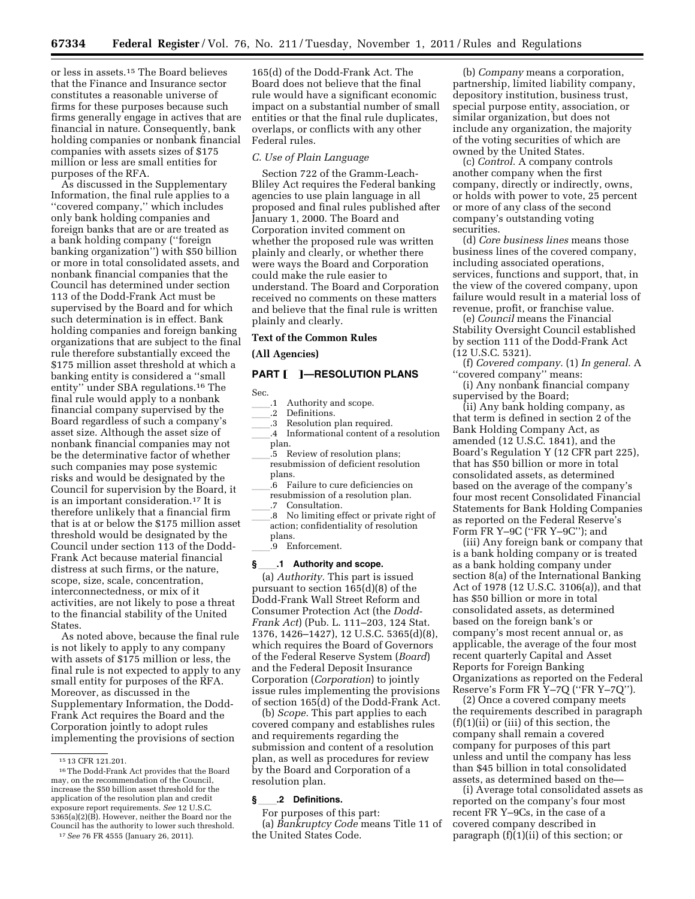or less in assets.[15] The Board believes that the Finance and Insurance sector constitutes a reasonable universe of firms for these purposes because such firms generally engage in actives that are financial in nature. Consequently, bank holding companies or nonbank financial companies with assets sizes of $175 million or less are small entities for purposes of the RFA.

As discussed in the Supplementary Information, the final rule applies to a ''covered company,'' which includes only bank holding companies and foreign banks that are or are treated as a bank holding company (''foreign banking organization'') with $50 billion or more in total consolidated assets, and nonbank financial companies that the Council has determined under section 113 of the Dodd-Frank Act must be supervised by the Board and for which such determination is in effect. Bank holding companies and foreign banking organizations that are subject to the final rule therefore substantially exceed the $175 million asset threshold at which a banking entity is considered a ''small entity'' under SBA regulations.[16] The final rule would apply to a nonbank financial company supervised by the Board regardless of such a company's asset size. Although the asset size of nonbank financial companies may not be the determinative factor of whether such companies may pose systemic risks and would be designated by the Council for supervision by the Board, it is an important consideration.[17] It is therefore unlikely that a financial firm that is at or below the $175 million asset threshold would be designated by the Council under section 113 of the Dodd-Frank Act because material financial distress at such firms, or the nature, scope, size, scale, concentration, interconnectedness, or mix of it activities, are not likely to pose a threat to the financial stability of the United States.

As noted above, because the final rule is not likely to apply to any company with assets of $175 million or less, the final rule is not expected to apply to any small entity for purposes of the RFA. Moreover, as discussed in the Supplementary Information, the Dodd-Frank Act requires the Board and the Corporation jointly to adopt rules implementing the provisions of section 165(d) of the Dodd-Frank Act. The Board does not believe that the final rule would have a significant economic impact on a substantial number of small entities or that the final rule duplicates, overlaps, or conflicts with any other Federal rules.

[15] 13 CFR 121.201.

[16] The Dodd-Frank Act provides that the Board may, on the recommendation of the Council, increase the $50 billion asset threshold for the application of the resolution plan and credit exposure report requirements. *See* 12 U.S.C. 5365(a)(2)(B). However, neither the Board nor the Council has the authority to lower such threshold.

[17] *See* 76 FR 4555 (January 26, 2011).

### *C. Use of Plain Language*

Section 722 of the Gramm-Leach-Bliley Act requires the Federal banking agencies to use plain language in all proposed and final rules published after January 1, 2000. The Board and Corporation invited comment on whether the proposed rule was written plainly and clearly, or whether there were ways the Board and Corporation could make the rule easier to understand. The Board and Corporation received no comments on these matters and believe that the final rule is written plainly and clearly.

## Text of the Common Rules

## (All Agencies)

## PART [ ]—RESOLUTION PLANS

Sec.
____.1 Authority and scope.
____.2 Definitions.
____.3 Resolution plan required.
____.4 Informational content of a resolution plan.
____.5 Review of resolution plans; resubmission of deficient resolution plans.
____.6 Failure to cure deficiencies on resubmission of a resolution plan.
____.7 Consultation.
____.8 No limiting effect or private right of action; confidentiality of resolution plans.
____.9 Enforcement.

### § ____.1 Authority and scope.

(a) *Authority.* This part is issued pursuant to section 165(d)(8) of the Dodd-Frank Wall Street Reform and Consumer Protection Act (the *Dodd-Frank Act*) (Pub. L. 111–203, 124 Stat. 1376, 1426–1427), 12 U.S.C. 5365(d)(8), which requires the Board of Governors of the Federal Reserve System (*Board*) and the Federal Deposit Insurance Corporation (*Corporation*) to jointly issue rules implementing the provisions of section 165(d) of the Dodd-Frank Act.

(b) *Scope.* This part applies to each covered company and establishes rules and requirements regarding the submission and content of a resolution plan, as well as procedures for review by the Board and Corporation of a resolution plan.

### § ____.2 Definitions.

For purposes of this part:

(a) *Bankruptcy Code* means Title 11 of the United States Code.

(b) *Company* means a corporation, partnership, limited liability company, depository institution, business trust, special purpose entity, association, or similar organization, but does not include any organization, the majority of the voting securities of which are owned by the United States.

(c) *Control.* A company controls another company when the first company, directly or indirectly, owns, or holds with power to vote, 25 percent or more of any class of the second company's outstanding voting securities.

(d) *Core business lines* means those business lines of the covered company, including associated operations, services, functions and support, that, in the view of the covered company, upon failure would result in a material loss of revenue, profit, or franchise value.

(e) *Council* means the Financial Stability Oversight Council established by section 111 of the Dodd-Frank Act (12 U.S.C. 5321).

(f) *Covered company.* (1) *In general.* A ''covered company'' means:

(i) Any nonbank financial company supervised by the Board;

(ii) Any bank holding company, as that term is defined in section 2 of the Bank Holding Company Act, as amended (12 U.S.C. 1841), and the Board's Regulation Y (12 CFR part 225), that has $50 billion or more in total consolidated assets, as determined based on the average of the company's four most recent Consolidated Financial Statements for Bank Holding Companies as reported on the Federal Reserve's Form FR Y–9C (''FR Y–9C''); and

(iii) Any foreign bank or company that is a bank holding company or is treated as a bank holding company under section 8(a) of the International Banking Act of 1978 (12 U.S.C. 3106(a)), and that has $50 billion or more in total consolidated assets, as determined based on the foreign bank's or company's most recent annual or, as applicable, the average of the four most recent quarterly Capital and Asset Reports for Foreign Banking Organizations as reported on the Federal Reserve's Form FR Y–7Q (''FR Y–7Q'').

(2) Once a covered company meets the requirements described in paragraph (f)(1)(ii) or (iii) of this section, the company shall remain a covered company for purposes of this part unless and until the company has less than $45 billion in total consolidated assets, as determined based on the—

(i) Average total consolidated assets as reported on the company's four most recent FR Y–9Cs, in the case of a covered company described in paragraph (f)(1)(ii) of this section; or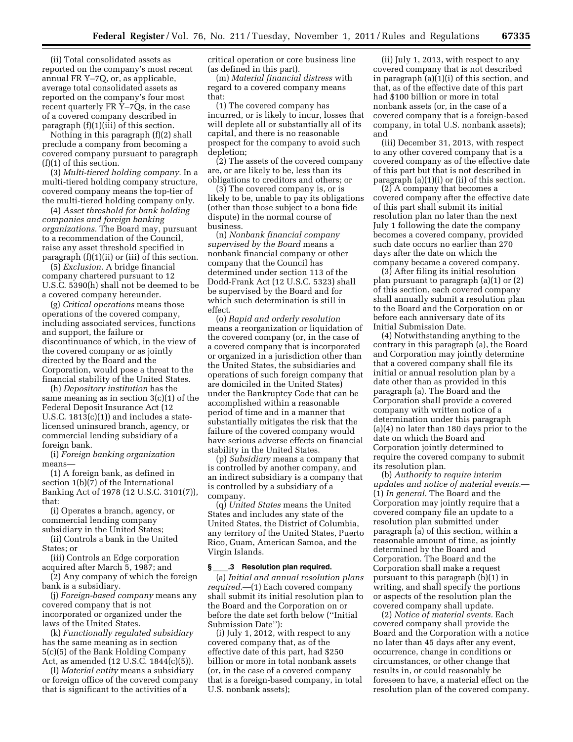(ii) Total consolidated assets as reported on the company's most recent annual FR Y–7Q, or, as applicable, average total consolidated assets as reported on the company's four most recent quarterly FR Y–7Qs, in the case of a covered company described in paragraph (f)(1)(iii) of this section.

Nothing in this paragraph (f)(2) shall preclude a company from becoming a covered company pursuant to paragraph (f)(1) of this section.

(3) *Multi-tiered holding company.* In a multi-tiered holding company structure, covered company means the top-tier of the multi-tiered holding company only.

(4) *Asset threshold for bank holding companies and foreign banking organizations.* The Board may, pursuant to a recommendation of the Council, raise any asset threshold specified in paragraph (f)(1)(ii) or (iii) of this section.

(5) *Exclusion.* A bridge financial company chartered pursuant to 12 U.S.C. 5390(h) shall not be deemed to be a covered company hereunder.

(g) *Critical operations* means those operations of the covered company, including associated services, functions and support, the failure or discontinuance of which, in the view of the covered company or as jointly directed by the Board and the Corporation, would pose a threat to the financial stability of the United States.

(h) *Depository institution* has the same meaning as in section 3(c)(1) of the Federal Deposit Insurance Act (12 U.S.C. 1813(c)(1)) and includes a state-licensed uninsured branch, agency, or commercial lending subsidiary of a foreign bank.

(i) *Foreign banking organization* means—

(1) A foreign bank, as defined in section 1(b)(7) of the International Banking Act of 1978 (12 U.S.C. 3101(7)), that:

(i) Operates a branch, agency, or commercial lending company subsidiary in the United States;

(ii) Controls a bank in the United States; or

(iii) Controls an Edge corporation acquired after March 5, 1987; and

(2) Any company of which the foreign bank is a subsidiary.

(j) *Foreign-based company* means any covered company that is not incorporated or organized under the laws of the United States.

(k) *Functionally regulated subsidiary* has the same meaning as in section 5(c)(5) of the Bank Holding Company Act, as amended (12 U.S.C. 1844(c)(5)).

(l) *Material entity* means a subsidiary or foreign office of the covered company that is significant to the activities of a critical operation or core business line (as defined in this part).

(m) *Material financial distress* with regard to a covered company means that:

(1) The covered company has incurred, or is likely to incur, losses that will deplete all or substantially all of its capital, and there is no reasonable prospect for the company to avoid such depletion;

(2) The assets of the covered company are, or are likely to be, less than its obligations to creditors and others; or

(3) The covered company is, or is likely to be, unable to pay its obligations (other than those subject to a bona fide dispute) in the normal course of business.

(n) *Nonbank financial company supervised by the Board* means a nonbank financial company or other company that the Council has determined under section 113 of the Dodd-Frank Act (12 U.S.C. 5323) shall be supervised by the Board and for which such determination is still in effect.

(o) *Rapid and orderly resolution* means a reorganization or liquidation of the covered company (or, in the case of a covered company that is incorporated or organized in a jurisdiction other than the United States, the subsidiaries and operations of such foreign company that are domiciled in the United States) under the Bankruptcy Code that can be accomplished within a reasonable period of time and in a manner that substantially mitigates the risk that the failure of the covered company would have serious adverse effects on financial stability in the United States.

(p) *Subsidiary* means a company that is controlled by another company, and an indirect subsidiary is a company that is controlled by a subsidiary of a company.

(q) *United States* means the United States and includes any state of the United States, the District of Columbia, any territory of the United States, Puerto Rico, Guam, American Samoa, and the Virgin Islands.

### § ____.3 Resolution plan required.

(a) *Initial and annual resolution plans required.*—(1) Each covered company shall submit its initial resolution plan to the Board and the Corporation on or before the date set forth below (''Initial Submission Date''):

(i) July 1, 2012, with respect to any covered company that, as of the effective date of this part, had $250 billion or more in total nonbank assets (or, in the case of a covered company that is a foreign-based company, in total U.S. nonbank assets);

(ii) July 1, 2013, with respect to any covered company that is not described in paragraph (a)(1)(i) of this section, and that, as of the effective date of this part had $100 billion or more in total nonbank assets (or, in the case of a covered company that is a foreign-based company, in total U.S. nonbank assets); and

(iii) December 31, 2013, with respect to any other covered company that is a covered company as of the effective date of this part but that is not described in paragraph (a)(1)(i) or (ii) of this section.

(2) A company that becomes a covered company after the effective date of this part shall submit its initial resolution plan no later than the next July 1 following the date the company becomes a covered company, provided such date occurs no earlier than 270 days after the date on which the company became a covered company.

(3) After filing its initial resolution plan pursuant to paragraph (a)(1) or (2) of this section, each covered company shall annually submit a resolution plan to the Board and the Corporation on or before each anniversary date of its Initial Submission Date.

(4) Notwithstanding anything to the contrary in this paragraph (a), the Board and Corporation may jointly determine that a covered company shall file its initial or annual resolution plan by a date other than as provided in this paragraph (a). The Board and the Corporation shall provide a covered company with written notice of a determination under this paragraph (a)(4) no later than 180 days prior to the date on which the Board and Corporation jointly determined to require the covered company to submit its resolution plan.

(b) *Authority to require interim updates and notice of material events.*—(1) *In general.* The Board and the Corporation may jointly require that a covered company file an update to a resolution plan submitted under paragraph (a) of this section, within a reasonable amount of time, as jointly determined by the Board and Corporation. The Board and the Corporation shall make a request pursuant to this paragraph (b)(1) in writing, and shall specify the portions or aspects of the resolution plan the covered company shall update.

(2) *Notice of material events.* Each covered company shall provide the Board and the Corporation with a notice no later than 45 days after any event, occurrence, change in conditions or circumstances, or other change that results in, or could reasonably be foreseen to have, a material effect on the resolution plan of the covered company.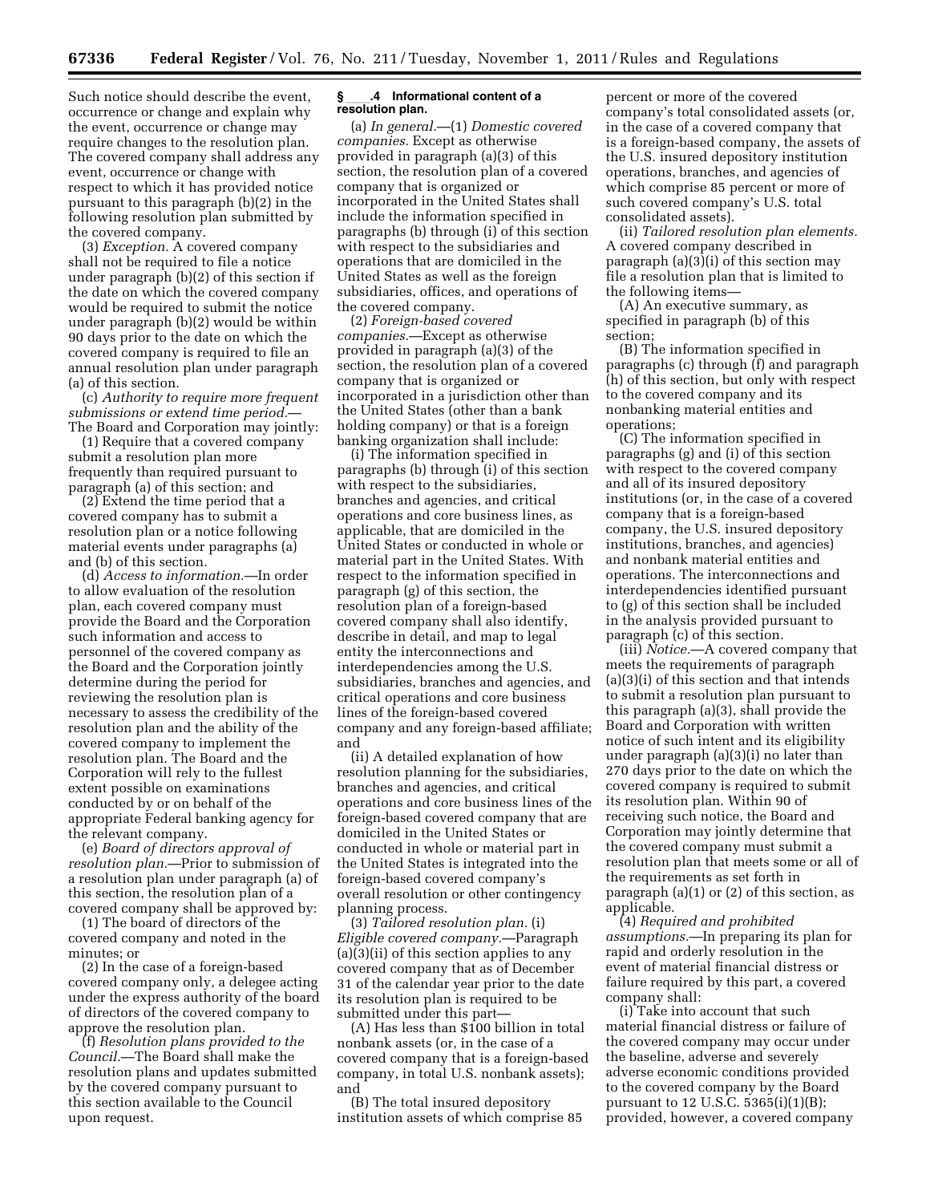Such notice should describe the event, occurrence or change and explain why the event, occurrence or change may require changes to the resolution plan. The covered company shall address any event, occurrence or change with respect to which it has provided notice pursuant to this paragraph (b)(2) in the following resolution plan submitted by the covered company.

(3) *Exception.* A covered company shall not be required to file a notice under paragraph (b)(2) of this section if the date on which the covered company would be required to submit the notice under paragraph (b)(2) would be within 90 days prior to the date on which the covered company is required to file an annual resolution plan under paragraph (a) of this section.

(c) *Authority to require more frequent submissions or extend time period.*—The Board and Corporation may jointly:

(1) Require that a covered company submit a resolution plan more frequently than required pursuant to paragraph (a) of this section; and

(2) Extend the time period that a covered company has to submit a resolution plan or a notice following material events under paragraphs (a) and (b) of this section.

(d) *Access to information.*—In order to allow evaluation of the resolution plan, each covered company must provide the Board and the Corporation such information and access to personnel of the covered company as the Board and the Corporation jointly determine during the period for reviewing the resolution plan is necessary to assess the credibility of the resolution plan and the ability of the covered company to implement the resolution plan. The Board and the Corporation will rely to the fullest extent possible on examinations conducted by or on behalf of the appropriate Federal banking agency for the relevant company.

(e) *Board of directors approval of resolution plan.*—Prior to submission of a resolution plan under paragraph (a) of this section, the resolution plan of a covered company shall be approved by:

(1) The board of directors of the covered company and noted in the minutes; or

(2) In the case of a foreign-based covered company only, a delegee acting under the express authority of the board of directors of the covered company to approve the resolution plan.

(f) *Resolution plans provided to the Council.*—The Board shall make the resolution plans and updates submitted by the covered company pursuant to this section available to the Council upon request.

### § ___.4 Informational content of a resolution plan.

(a) *In general.*—(1) *Domestic covered companies.* Except as otherwise provided in paragraph (a)(3) of this section, the resolution plan of a covered company that is organized or incorporated in the United States shall include the information specified in paragraphs (b) through (i) of this section with respect to the subsidiaries and operations that are domiciled in the United States as well as the foreign subsidiaries, offices, and operations of the covered company.

(2) *Foreign-based covered companies.*—Except as otherwise provided in paragraph (a)(3) of the section, the resolution plan of a covered company that is organized or incorporated in a jurisdiction other than the United States (other than a bank holding company) or that is a foreign banking organization shall include:

(i) The information specified in paragraphs (b) through (i) of this section with respect to the subsidiaries, branches and agencies, and critical operations and core business lines, as applicable, that are domiciled in the United States or conducted in whole or material part in the United States. With respect to the information specified in paragraph (g) of this section, the resolution plan of a foreign-based covered company shall also identify, describe in detail, and map to legal entity the interconnections and interdependencies among the U.S. subsidiaries, branches and agencies, and critical operations and core business lines of the foreign-based covered company and any foreign-based affiliate; and

(ii) A detailed explanation of how resolution planning for the subsidiaries, branches and agencies, and critical operations and core business lines of the foreign-based covered company that are domiciled in the United States or conducted in whole or material part in the United States is integrated into the foreign-based covered company's overall resolution or other contingency planning process.

(3) *Tailored resolution plan.* (i) *Eligible covered company.*—Paragraph (a)(3)(ii) of this section applies to any covered company that as of December 31 of the calendar year prior to the date its resolution plan is required to be submitted under this part—

(A) Has less than $100 billion in total nonbank assets (or, in the case of a covered company that is a foreign-based company, in total U.S. nonbank assets); and

(B) The total insured depository institution assets of which comprise 85 percent or more of the covered company's total consolidated assets (or, in the case of a covered company that is a foreign-based company, the assets of the U.S. insured depository institution operations, branches, and agencies of which comprise 85 percent or more of such covered company's U.S. total consolidated assets).

(ii) *Tailored resolution plan elements.* A covered company described in paragraph (a)(3)(i) of this section may file a resolution plan that is limited to the following items—

(A) An executive summary, as specified in paragraph (b) of this section;

(B) The information specified in paragraphs (c) through (f) and paragraph (h) of this section, but only with respect to the covered company and its nonbanking material entities and operations;

(C) The information specified in paragraphs (g) and (i) of this section with respect to the covered company and all of its insured depository institutions (or, in the case of a covered company that is a foreign-based company, the U.S. insured depository institutions, branches, and agencies) and nonbank material entities and operations. The interconnections and interdependencies identified pursuant to (g) of this section shall be included in the analysis provided pursuant to paragraph (c) of this section.

(iii) *Notice.*—A covered company that meets the requirements of paragraph (a)(3)(i) of this section and that intends to submit a resolution plan pursuant to this paragraph (a)(3), shall provide the Board and Corporation with written notice of such intent and its eligibility under paragraph (a)(3)(i) no later than 270 days prior to the date on which the covered company is required to submit its resolution plan. Within 90 of receiving such notice, the Board and Corporation may jointly determine that the covered company must submit a resolution plan that meets some or all of the requirements as set forth in paragraph (a)(1) or (2) of this section, as applicable.

(4) *Required and prohibited assumptions.*—In preparing its plan for rapid and orderly resolution in the event of material financial distress or failure required by this part, a covered company shall:

(i) Take into account that such material financial distress or failure of the covered company may occur under the baseline, adverse and severely adverse economic conditions provided to the covered company by the Board pursuant to 12 U.S.C. 5365(i)(1)(B); provided, however, a covered company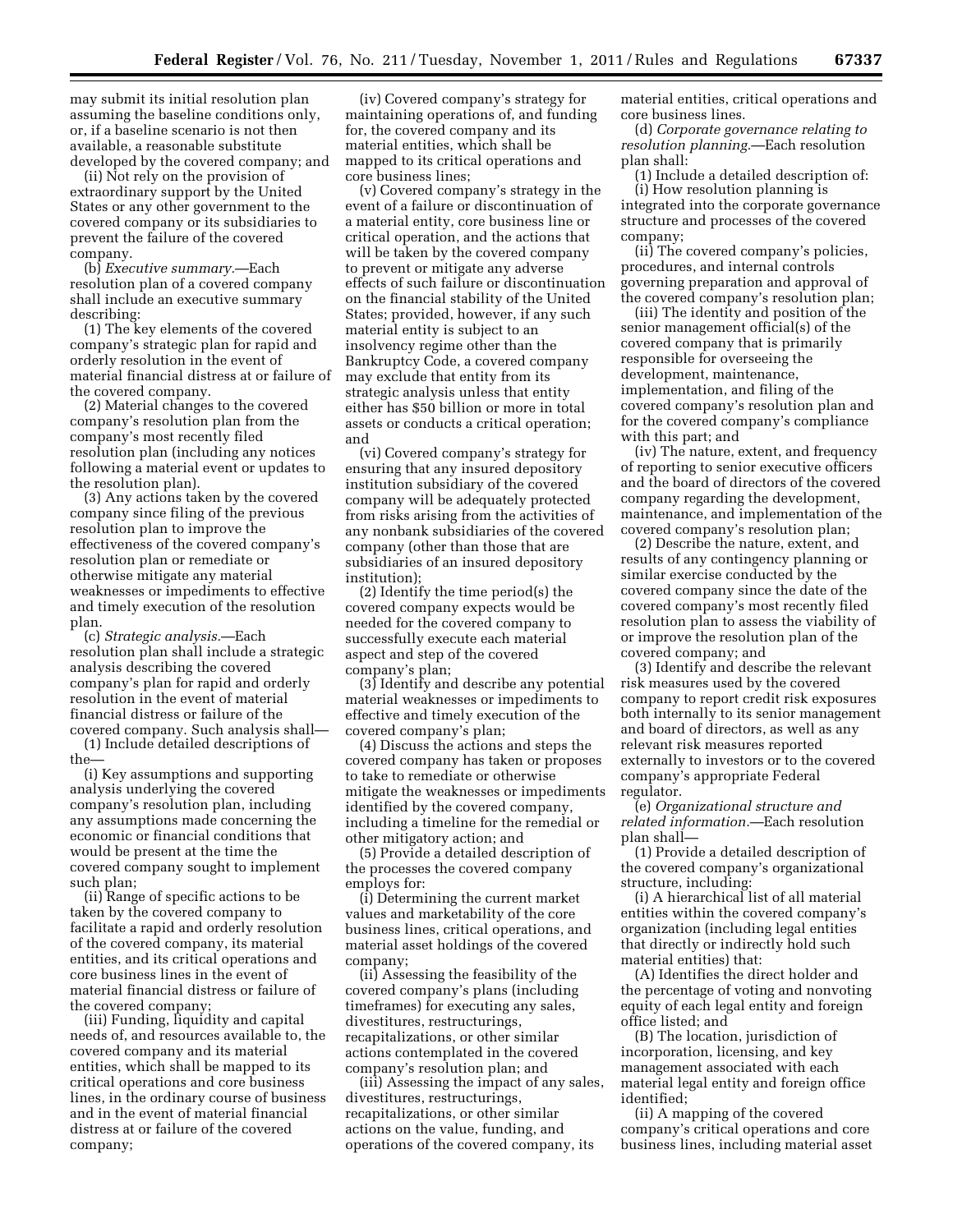may submit its initial resolution plan assuming the baseline conditions only, or, if a baseline scenario is not then available, a reasonable substitute developed by the covered company; and

(ii) Not rely on the provision of extraordinary support by the United States or any other government to the covered company or its subsidiaries to prevent the failure of the covered company.

(b) *Executive summary.*—Each resolution plan of a covered company shall include an executive summary describing:

(1) The key elements of the covered company's strategic plan for rapid and orderly resolution in the event of material financial distress at or failure of the covered company.

(2) Material changes to the covered company's resolution plan from the company's most recently filed resolution plan (including any notices following a material event or updates to the resolution plan).

(3) Any actions taken by the covered company since filing of the previous resolution plan to improve the effectiveness of the covered company's resolution plan or remediate or otherwise mitigate any material weaknesses or impediments to effective and timely execution of the resolution plan.

(c) *Strategic analysis.*—Each resolution plan shall include a strategic analysis describing the covered company's plan for rapid and orderly resolution in the event of material financial distress or failure of the covered company. Such analysis shall—

(1) Include detailed descriptions of the—

(i) Key assumptions and supporting analysis underlying the covered company's resolution plan, including any assumptions made concerning the economic or financial conditions that would be present at the time the covered company sought to implement such plan;

(ii) Range of specific actions to be taken by the covered company to facilitate a rapid and orderly resolution of the covered company, its material entities, and its critical operations and core business lines in the event of material financial distress or failure of the covered company;

(iii) Funding, liquidity and capital needs of, and resources available to, the covered company and its material entities, which shall be mapped to its critical operations and core business lines, in the ordinary course of business and in the event of material financial distress at or failure of the covered company;

(iv) Covered company's strategy for maintaining operations of, and funding for, the covered company and its material entities, which shall be mapped to its critical operations and core business lines;

(v) Covered company's strategy in the event of a failure or discontinuation of a material entity, core business line or critical operation, and the actions that will be taken by the covered company to prevent or mitigate any adverse effects of such failure or discontinuation on the financial stability of the United States; provided, however, if any such material entity is subject to an insolvency regime other than the Bankruptcy Code, a covered company may exclude that entity from its strategic analysis unless that entity either has $50 billion or more in total assets or conducts a critical operation; and

(vi) Covered company's strategy for ensuring that any insured depository institution subsidiary of the covered company will be adequately protected from risks arising from the activities of any nonbank subsidiaries of the covered company (other than those that are subsidiaries of an insured depository institution);

(2) Identify the time period(s) the covered company expects would be needed for the covered company to successfully execute each material aspect and step of the covered company's plan;

(3) Identify and describe any potential material weaknesses or impediments to effective and timely execution of the covered company's plan;

(4) Discuss the actions and steps the covered company has taken or proposes to take to remediate or otherwise mitigate the weaknesses or impediments identified by the covered company, including a timeline for the remedial or other mitigatory action; and

(5) Provide a detailed description of the processes the covered company employs for:

(i) Determining the current market values and marketability of the core business lines, critical operations, and material asset holdings of the covered company;

(ii) Assessing the feasibility of the covered company's plans (including timeframes) for executing any sales, divestitures, restructurings, recapitalizations, or other similar actions contemplated in the covered company's resolution plan; and

(iii) Assessing the impact of any sales, divestitures, restructurings, recapitalizations, or other similar actions on the value, funding, and operations of the covered company, its material entities, critical operations and core business lines.

(d) *Corporate governance relating to resolution planning.*—Each resolution plan shall:

(1) Include a detailed description of:

(i) How resolution planning is integrated into the corporate governance structure and processes of the covered company;

(ii) The covered company's policies, procedures, and internal controls governing preparation and approval of the covered company's resolution plan;

(iii) The identity and position of the senior management official(s) of the covered company that is primarily responsible for overseeing the development, maintenance, implementation, and filing of the covered company's resolution plan and for the covered company's compliance with this part; and

(iv) The nature, extent, and frequency of reporting to senior executive officers and the board of directors of the covered company regarding the development, maintenance, and implementation of the covered company's resolution plan;

(2) Describe the nature, extent, and results of any contingency planning or similar exercise conducted by the covered company since the date of the covered company's most recently filed resolution plan to assess the viability of or improve the resolution plan of the covered company; and

(3) Identify and describe the relevant risk measures used by the covered company to report credit risk exposures both internally to its senior management and board of directors, as well as any relevant risk measures reported externally to investors or to the covered company's appropriate Federal regulator.

(e) *Organizational structure and related information.*—Each resolution plan shall—

(1) Provide a detailed description of the covered company's organizational structure, including:

(i) A hierarchical list of all material entities within the covered company's organization (including legal entities that directly or indirectly hold such material entities) that:

(A) Identifies the direct holder and the percentage of voting and nonvoting equity of each legal entity and foreign office listed; and

(B) The location, jurisdiction of incorporation, licensing, and key management associated with each material legal entity and foreign office identified;

(ii) A mapping of the covered company's critical operations and core business lines, including material asset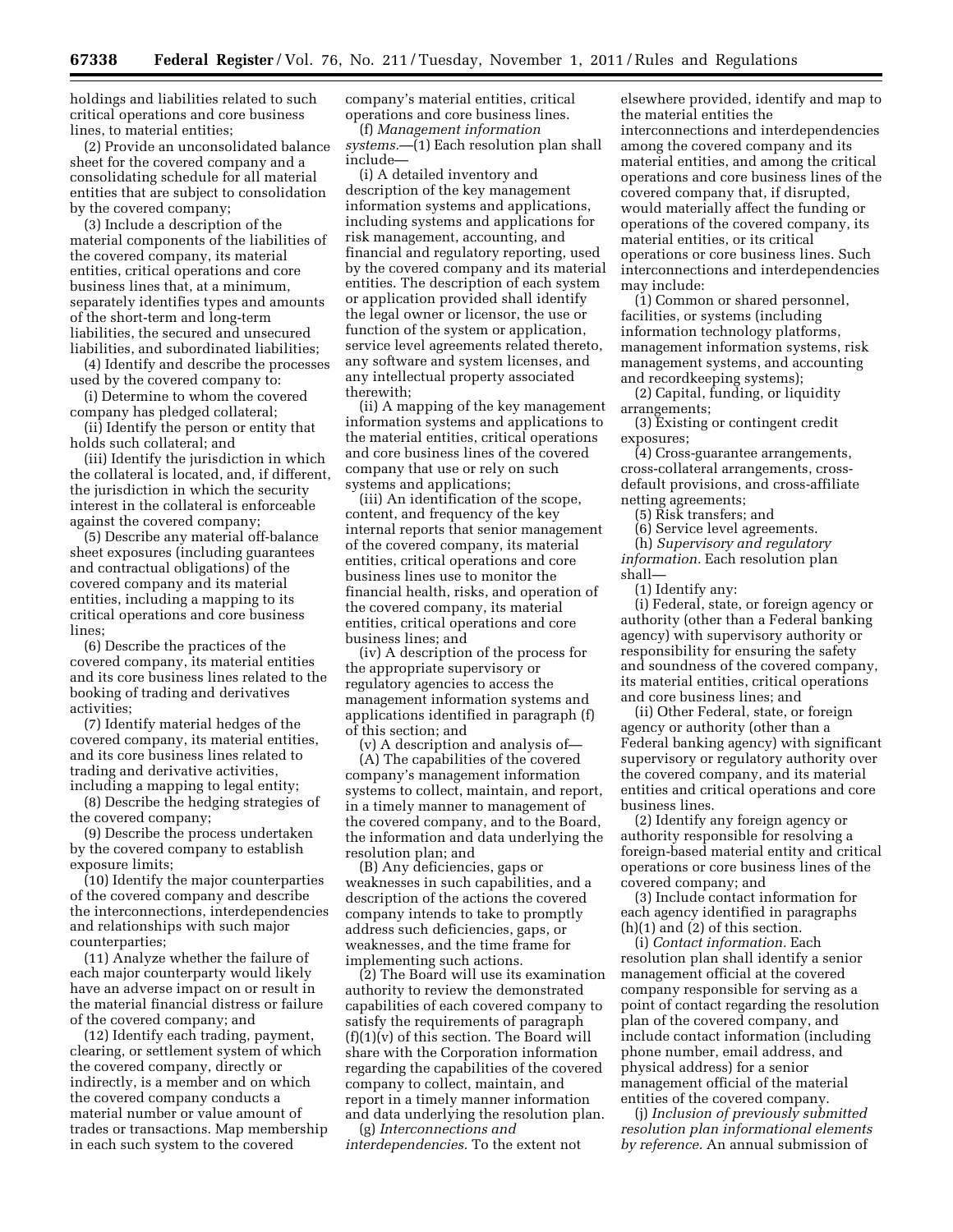holdings and liabilities related to such critical operations and core business lines, to material entities;

(2) Provide an unconsolidated balance sheet for the covered company and a consolidating schedule for all material entities that are subject to consolidation by the covered company;

(3) Include a description of the material components of the liabilities of the covered company, its material entities, critical operations and core business lines that, at a minimum, separately identifies types and amounts of the short-term and long-term liabilities, the secured and unsecured liabilities, and subordinated liabilities;

(4) Identify and describe the processes used by the covered company to:

(i) Determine to whom the covered company has pledged collateral;

(ii) Identify the person or entity that holds such collateral; and

(iii) Identify the jurisdiction in which the collateral is located, and, if different, the jurisdiction in which the security interest in the collateral is enforceable against the covered company;

(5) Describe any material off-balance sheet exposures (including guarantees and contractual obligations) of the covered company and its material entities, including a mapping to its critical operations and core business lines;

(6) Describe the practices of the covered company, its material entities and its core business lines related to the booking of trading and derivatives activities;

(7) Identify material hedges of the covered company, its material entities, and its core business lines related to trading and derivative activities, including a mapping to legal entity;

(8) Describe the hedging strategies of the covered company;

(9) Describe the process undertaken by the covered company to establish exposure limits;

(10) Identify the major counterparties of the covered company and describe the interconnections, interdependencies and relationships with such major counterparties;

(11) Analyze whether the failure of each major counterparty would likely have an adverse impact on or result in the material financial distress or failure of the covered company; and

(12) Identify each trading, payment, clearing, or settlement system of which the covered company, directly or indirectly, is a member and on which the covered company conducts a material number or value amount of trades or transactions. Map membership in each such system to the covered company's material entities, critical operations and core business lines.

(f) *Management information systems.*—(1) Each resolution plan shall include—

(i) A detailed inventory and description of the key management information systems and applications, including systems and applications for risk management, accounting, and financial and regulatory reporting, used by the covered company and its material entities. The description of each system or application provided shall identify the legal owner or licensor, the use or function of the system or application, service level agreements related thereto, any software and system licenses, and any intellectual property associated therewith;

(ii) A mapping of the key management information systems and applications to the material entities, critical operations and core business lines of the covered company that use or rely on such systems and applications;

(iii) An identification of the scope, content, and frequency of the key internal reports that senior management of the covered company, its material entities, critical operations and core business lines use to monitor the financial health, risks, and operation of the covered company, its material entities, critical operations and core business lines; and

(iv) A description of the process for the appropriate supervisory or regulatory agencies to access the management information systems and applications identified in paragraph (f) of this section; and

(v) A description and analysis of—

(A) The capabilities of the covered company's management information systems to collect, maintain, and report, in a timely manner to management of the covered company, and to the Board, the information and data underlying the resolution plan; and

(B) Any deficiencies, gaps or weaknesses in such capabilities, and a description of the actions the covered company intends to take to promptly address such deficiencies, gaps, or weaknesses, and the time frame for implementing such actions.

(2) The Board will use its examination authority to review the demonstrated capabilities of each covered company to satisfy the requirements of paragraph (f)(1)(v) of this section. The Board will share with the Corporation information regarding the capabilities of the covered company to collect, maintain, and report in a timely manner information and data underlying the resolution plan.

(g) *Interconnections and interdependencies.* To the extent not elsewhere provided, identify and map to the material entities the interconnections and interdependencies among the covered company and its material entities, and among the critical operations and core business lines of the covered company that, if disrupted, would materially affect the funding or operations of the covered company, its material entities, or its critical operations or core business lines. Such interconnections and interdependencies may include:

(1) Common or shared personnel, facilities, or systems (including information technology platforms, management information systems, risk management systems, and accounting and recordkeeping systems);

(2) Capital, funding, or liquidity arrangements;

(3) Existing or contingent credit exposures;

(4) Cross-guarantee arrangements, cross-collateral arrangements, cross-default provisions, and cross-affiliate netting agreements;

(5) Risk transfers; and

(6) Service level agreements.

(h) *Supervisory and regulatory information.* Each resolution plan shall—

(1) Identify any:

(i) Federal, state, or foreign agency or authority (other than a Federal banking agency) with supervisory authority or responsibility for ensuring the safety and soundness of the covered company, its material entities, critical operations and core business lines; and

(ii) Other Federal, state, or foreign agency or authority (other than a Federal banking agency) with significant supervisory or regulatory authority over the covered company, and its material entities and critical operations and core business lines.

(2) Identify any foreign agency or authority responsible for resolving a foreign-based material entity and critical operations or core business lines of the covered company; and

(3) Include contact information for each agency identified in paragraphs (h)(1) and (2) of this section.

(i) *Contact information.* Each resolution plan shall identify a senior management official at the covered company responsible for serving as a point of contact regarding the resolution plan of the covered company, and include contact information (including phone number, email address, and physical address) for a senior management official of the material entities of the covered company.

(j) *Inclusion of previously submitted resolution plan informational elements by reference.* An annual submission of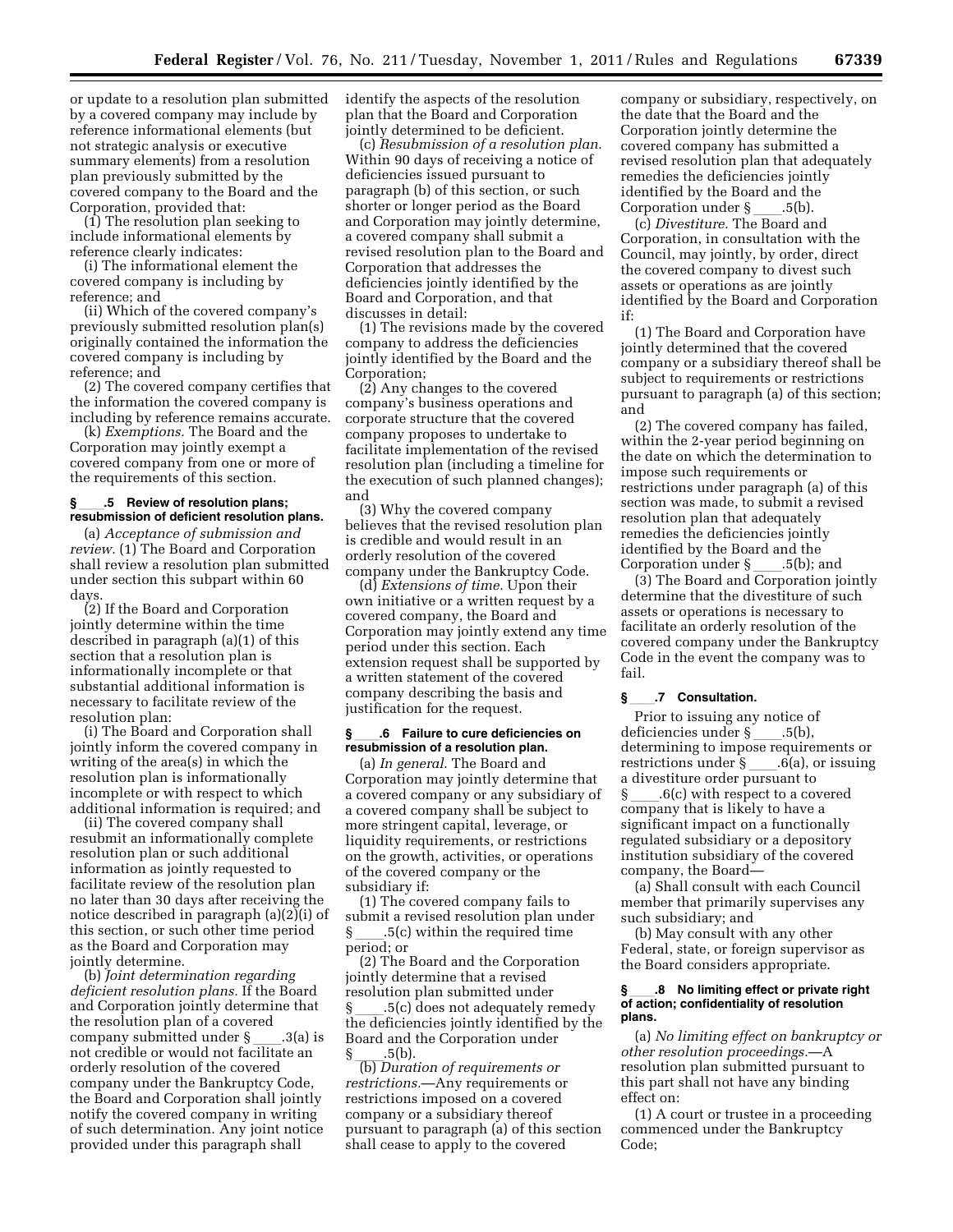or update to a resolution plan submitted by a covered company may include by reference informational elements (but not strategic analysis or executive summary elements) from a resolution plan previously submitted by the covered company to the Board and the Corporation, provided that:

(1) The resolution plan seeking to include informational elements by reference clearly indicates:

(i) The informational element the covered company is including by reference; and

(ii) Which of the covered company's previously submitted resolution plan(s) originally contained the information the covered company is including by reference; and

(2) The covered company certifies that the information the covered company is including by reference remains accurate.

(k) *Exemptions.* The Board and the Corporation may jointly exempt a covered company from one or more of the requirements of this section.

### § ____.5 Review of resolution plans; resubmission of deficient resolution plans.

(a) *Acceptance of submission and review.* (1) The Board and Corporation shall review a resolution plan submitted under section this subpart within 60 days.

(2) If the Board and Corporation jointly determine within the time described in paragraph (a)(1) of this section that a resolution plan is informationally incomplete or that substantial additional information is necessary to facilitate review of the resolution plan:

(i) The Board and Corporation shall jointly inform the covered company in writing of the area(s) in which the resolution plan is informationally incomplete or with respect to which additional information is required; and

(ii) The covered company shall resubmit an informationally complete resolution plan or such additional information as jointly requested to facilitate review of the resolution plan no later than 30 days after receiving the notice described in paragraph (a)(2)(i) of this section, or such other time period as the Board and Corporation may jointly determine.

(b) *Joint determination regarding deficient resolution plans.* If the Board and Corporation jointly determine that the resolution plan of a covered company submitted under § ____.3(a) is not credible or would not facilitate an orderly resolution of the covered company under the Bankruptcy Code, the Board and Corporation shall jointly notify the covered company in writing of such determination. Any joint notice provided under this paragraph shall identify the aspects of the resolution plan that the Board and Corporation jointly determined to be deficient.

(c) *Resubmission of a resolution plan.* Within 90 days of receiving a notice of deficiencies issued pursuant to paragraph (b) of this section, or such shorter or longer period as the Board and Corporation may jointly determine, a covered company shall submit a revised resolution plan to the Board and Corporation that addresses the deficiencies jointly identified by the Board and Corporation, and that discusses in detail:

(1) The revisions made by the covered company to address the deficiencies jointly identified by the Board and the Corporation;

(2) Any changes to the covered company's business operations and corporate structure that the covered company proposes to undertake to facilitate implementation of the revised resolution plan (including a timeline for the execution of such planned changes); and

(3) Why the covered company believes that the revised resolution plan is credible and would result in an orderly resolution of the covered company under the Bankruptcy Code.

(d) *Extensions of time.* Upon their own initiative or a written request by a covered company, the Board and Corporation may jointly extend any time period under this section. Each extension request shall be supported by a written statement of the covered company describing the basis and justification for the request.

### § ____.6 Failure to cure deficiencies on resubmission of a resolution plan.

(a) *In general.* The Board and Corporation may jointly determine that a covered company or any subsidiary of a covered company shall be subject to more stringent capital, leverage, or liquidity requirements, or restrictions on the growth, activities, or operations of the covered company or the subsidiary if:

(1) The covered company fails to submit a revised resolution plan under § ____.5(c) within the required time period; or

(2) The Board and the Corporation jointly determine that a revised resolution plan submitted under § ____.5(c) does not adequately remedy the deficiencies jointly identified by the Board and the Corporation under § ____.5(b).

(b) *Duration of requirements or restrictions.*—Any requirements or restrictions imposed on a covered company or a subsidiary thereof pursuant to paragraph (a) of this section shall cease to apply to the covered company or subsidiary, respectively, on the date that the Board and the Corporation jointly determine the covered company has submitted a revised resolution plan that adequately remedies the deficiencies jointly identified by the Board and the Corporation under § ____.5(b).

(c) *Divestiture.* The Board and Corporation, in consultation with the Council, may jointly, by order, direct the covered company to divest such assets or operations as are jointly identified by the Board and Corporation if:

(1) The Board and Corporation have jointly determined that the covered company or a subsidiary thereof shall be subject to requirements or restrictions pursuant to paragraph (a) of this section; and

(2) The covered company has failed, within the 2-year period beginning on the date on which the determination to impose such requirements or restrictions under paragraph (a) of this section was made, to submit a revised resolution plan that adequately remedies the deficiencies jointly identified by the Board and the Corporation under § ____.5(b); and

(3) The Board and Corporation jointly determine that the divestiture of such assets or operations is necessary to facilitate an orderly resolution of the covered company under the Bankruptcy Code in the event the company was to fail.

### § ____.7 Consultation.

Prior to issuing any notice of deficiencies under § ____.5(b), determining to impose requirements or restrictions under § ____.6(a), or issuing a divestiture order pursuant to § ____.6(c) with respect to a covered company that is likely to have a significant impact on a functionally regulated subsidiary or a depository institution subsidiary of the covered company, the Board—

(a) Shall consult with each Council member that primarily supervises any such subsidiary; and

(b) May consult with any other Federal, state, or foreign supervisor as the Board considers appropriate.

### § ____.8 No limiting effect or private right of action; confidentiality of resolution plans.

(a) *No limiting effect on bankruptcy or other resolution proceedings.*—A resolution plan submitted pursuant to this part shall not have any binding effect on:

(1) A court or trustee in a proceeding commenced under the Bankruptcy Code;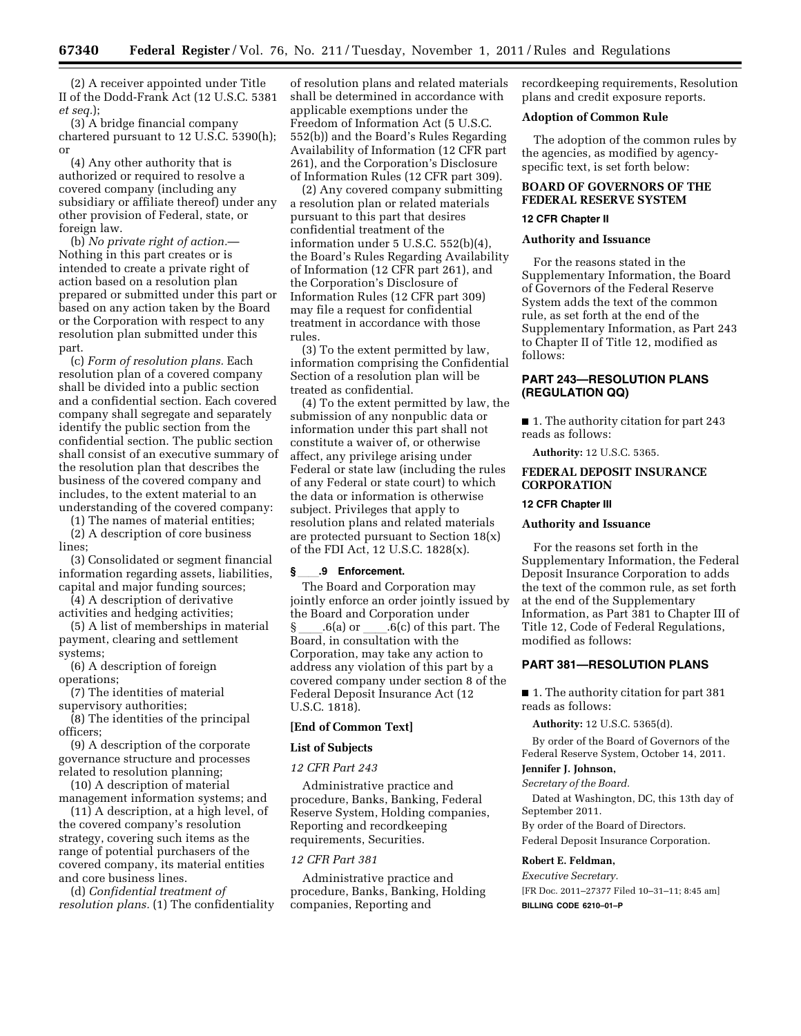(2) A receiver appointed under Title II of the Dodd-Frank Act (12 U.S.C. 5381 *et seq.*);

(3) A bridge financial company chartered pursuant to 12 U.S.C. 5390(h); or

(4) Any other authority that is authorized or required to resolve a covered company (including any subsidiary or affiliate thereof) under any other provision of Federal, state, or foreign law.

(b) *No private right of action.*— Nothing in this part creates or is intended to create a private right of action based on a resolution plan prepared or submitted under this part or based on any action taken by the Board or the Corporation with respect to any resolution plan submitted under this part.

(c) *Form of resolution plans.* Each resolution plan of a covered company shall be divided into a public section and a confidential section. Each covered company shall segregate and separately identify the public section from the confidential section. The public section shall consist of an executive summary of the resolution plan that describes the business of the covered company and includes, to the extent material to an understanding of the covered company:

(1) The names of material entities;

(2) A description of core business lines;

(3) Consolidated or segment financial information regarding assets, liabilities, capital and major funding sources;

(4) A description of derivative activities and hedging activities;

(5) A list of memberships in material payment, clearing and settlement systems;

(6) A description of foreign operations;

(7) The identities of material supervisory authorities;

(8) The identities of the principal officers;

(9) A description of the corporate governance structure and processes related to resolution planning;

(10) A description of material management information systems; and

(11) A description, at a high level, of the covered company's resolution strategy, covering such items as the range of potential purchasers of the covered company, its material entities and core business lines.

(d) *Confidential treatment of resolution plans.* (1) The confidentiality of resolution plans and related materials shall be determined in accordance with applicable exemptions under the Freedom of Information Act (5 U.S.C. 552(b)) and the Board's Rules Regarding Availability of Information (12 CFR part 261), and the Corporation's Disclosure of Information Rules (12 CFR part 309).

(2) Any covered company submitting a resolution plan or related materials pursuant to this part that desires confidential treatment of the information under 5 U.S.C. 552(b)(4), the Board's Rules Regarding Availability of Information (12 CFR part 261), and the Corporation's Disclosure of Information Rules (12 CFR part 309) may file a request for confidential treatment in accordance with those rules.

(3) To the extent permitted by law, information comprising the Confidential Section of a resolution plan will be treated as confidential.

(4) To the extent permitted by law, the submission of any nonpublic data or information under this part shall not constitute a waiver of, or otherwise affect, any privilege arising under Federal or state law (including the rules of any Federal or state court) to which the data or information is otherwise subject. Privileges that apply to resolution plans and related materials are protected pursuant to Section 18(x) of the FDI Act, 12 U.S.C. 1828(x).

### § ____.9 Enforcement.

The Board and Corporation may jointly enforce an order jointly issued by the Board and Corporation under § ____.6(a) or ____.6(c) of this part. The Board, in consultation with the Corporation, may take any action to address any violation of this part by a covered company under section 8 of the Federal Deposit Insurance Act (12 U.S.C. 1818).

**[End of Common Text]**

**List of Subjects**

*12 CFR Part 243*

Administrative practice and procedure, Banks, Banking, Federal Reserve System, Holding companies, Reporting and recordkeeping requirements, Securities.

*12 CFR Part 381*

Administrative practice and procedure, Banks, Banking, Holding companies, Reporting and recordkeeping requirements, Resolution plans and credit exposure reports.

**Adoption of Common Rule**

The adoption of the common rules by the agencies, as modified by agency-specific text, is set forth below:

## BOARD OF GOVERNORS OF THE FEDERAL RESERVE SYSTEM

**12 CFR Chapter II**

**Authority and Issuance**

For the reasons stated in the Supplementary Information, the Board of Governors of the Federal Reserve System adds the text of the common rule, as set forth at the end of the Supplementary Information, as Part 243 to Chapter II of Title 12, modified as follows:

## PART 243—RESOLUTION PLANS (REGULATION QQ)

■ 1. The authority citation for part 243 reads as follows:

**Authority:** 12 U.S.C. 5365.

## FEDERAL DEPOSIT INSURANCE CORPORATION

**12 CFR Chapter III**

**Authority and Issuance**

For the reasons set forth in the Supplementary Information, the Federal Deposit Insurance Corporation to adds the text of the common rule, as set forth at the end of the Supplementary Information, as Part 381 to Chapter III of Title 12, Code of Federal Regulations, modified as follows:

## PART 381—RESOLUTION PLANS

■ 1. The authority citation for part 381 reads as follows:

**Authority:** 12 U.S.C. 5365(d).

By order of the Board of Governors of the Federal Reserve System, October 14, 2011.

**Jennifer J. Johnson,**

*Secretary of the Board.*

Dated at Washington, DC, this 13th day of September 2011.

By order of the Board of Directors.

Federal Deposit Insurance Corporation.

**Robert E. Feldman,**

*Executive Secretary.*

[FR Doc. 2011–27377 Filed 10–31–11; 8:45 am]

**BILLING CODE 6210–01–P**